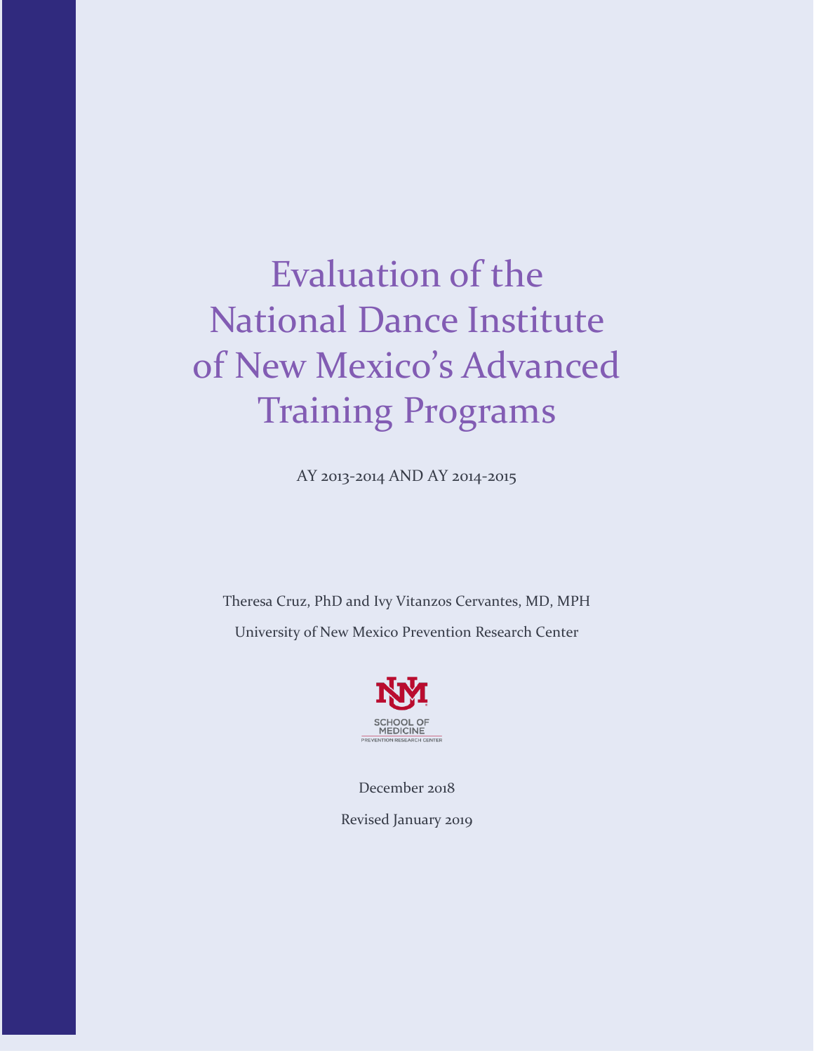# Evaluation of the National Dance Institute of New Mexico's Advanced Training Programs

AY 2013-2014 AND AY 2014-2015

Theresa Cruz, PhD and Ivy Vitanzos Cervantes, MD, MPH

University of New Mexico Prevention Research Center

SCHOOL OF MEDICINE

PREVENTION RESEARCH CENTER

December 2018

Revised January 2019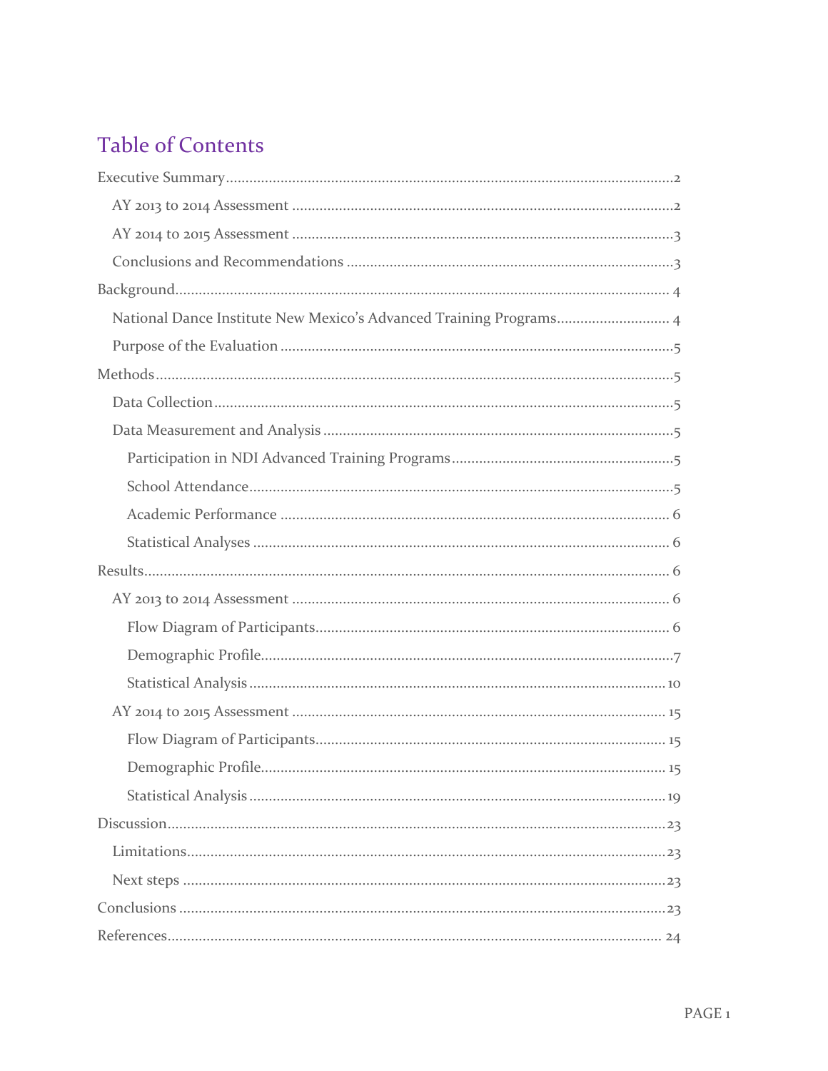# Table of Contents

- Executive Summary ..... 2
  - AY 2013 to 2014 Assessment ..... 2
  - AY 2014 to 2015 Assessment ..... 3
  - Conclusions and Recommendations ..... 3
- Background ..... 4
  - National Dance Institute New Mexico's Advanced Training Programs ..... 4
  - Purpose of the Evaluation ..... 5
- Methods ..... 5
  - Data Collection ..... 5
  - Data Measurement and Analysis ..... 5
    - Participation in NDI Advanced Training Programs ..... 5
    - School Attendance ..... 5
    - Academic Performance ..... 6
    - Statistical Analyses ..... 6
- Results ..... 6
  - AY 2013 to 2014 Assessment ..... 6
    - Flow Diagram of Participants ..... 6
    - Demographic Profile ..... 7
    - Statistical Analysis ..... 10
  - AY 2014 to 2015 Assessment ..... 15
    - Flow Diagram of Participants ..... 15
    - Demographic Profile ..... 15
    - Statistical Analysis ..... 19
- Discussion ..... 23
  - Limitations ..... 23
  - Next steps ..... 23
- Conclusions ..... 23
- References ..... 24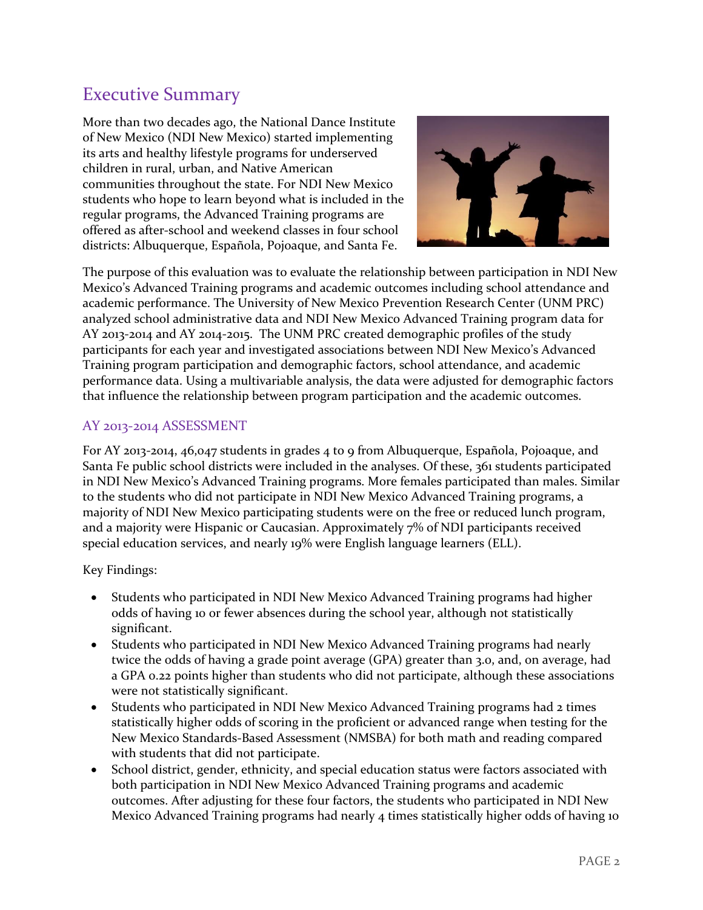## Executive Summary

More than two decades ago, the National Dance Institute of New Mexico (NDI New Mexico) started implementing its arts and healthy lifestyle programs for underserved children in rural, urban, and Native American communities throughout the state. For NDI New Mexico students who hope to learn beyond what is included in the regular programs, the Advanced Training programs are offered as after-school and weekend classes in four school districts: Albuquerque, Española, Pojoaque, and Santa Fe.

The purpose of this evaluation was to evaluate the relationship between participation in NDI New Mexico's Advanced Training programs and academic outcomes including school attendance and academic performance. The University of New Mexico Prevention Research Center (UNM PRC) analyzed school administrative data and NDI New Mexico Advanced Training program data for AY 2013-2014 and AY 2014-2015. The UNM PRC created demographic profiles of the study participants for each year and investigated associations between NDI New Mexico's Advanced Training program participation and demographic factors, school attendance, and academic performance data. Using a multivariable analysis, the data were adjusted for demographic factors that influence the relationship between program participation and the academic outcomes.

### AY 2013-2014 ASSESSMENT

For AY 2013-2014, 46,047 students in grades 4 to 9 from Albuquerque, Española, Pojoaque, and Santa Fe public school districts were included in the analyses. Of these, 361 students participated in NDI New Mexico's Advanced Training programs. More females participated than males. Similar to the students who did not participate in NDI New Mexico Advanced Training programs, a majority of NDI New Mexico participating students were on the free or reduced lunch program, and a majority were Hispanic or Caucasian. Approximately 7% of NDI participants received special education services, and nearly 19% were English language learners (ELL).

Key Findings:

- Students who participated in NDI New Mexico Advanced Training programs had higher odds of having 10 or fewer absences during the school year, although not statistically significant.
- Students who participated in NDI New Mexico Advanced Training programs had nearly twice the odds of having a grade point average (GPA) greater than 3.0, and, on average, had a GPA 0.22 points higher than students who did not participate, although these associations were not statistically significant.
- Students who participated in NDI New Mexico Advanced Training programs had 2 times statistically higher odds of scoring in the proficient or advanced range when testing for the New Mexico Standards-Based Assessment (NMSBA) for both math and reading compared with students that did not participate.
- School district, gender, ethnicity, and special education status were factors associated with both participation in NDI New Mexico Advanced Training programs and academic outcomes. After adjusting for these four factors, the students who participated in NDI New Mexico Advanced Training programs had nearly 4 times statistically higher odds of having 10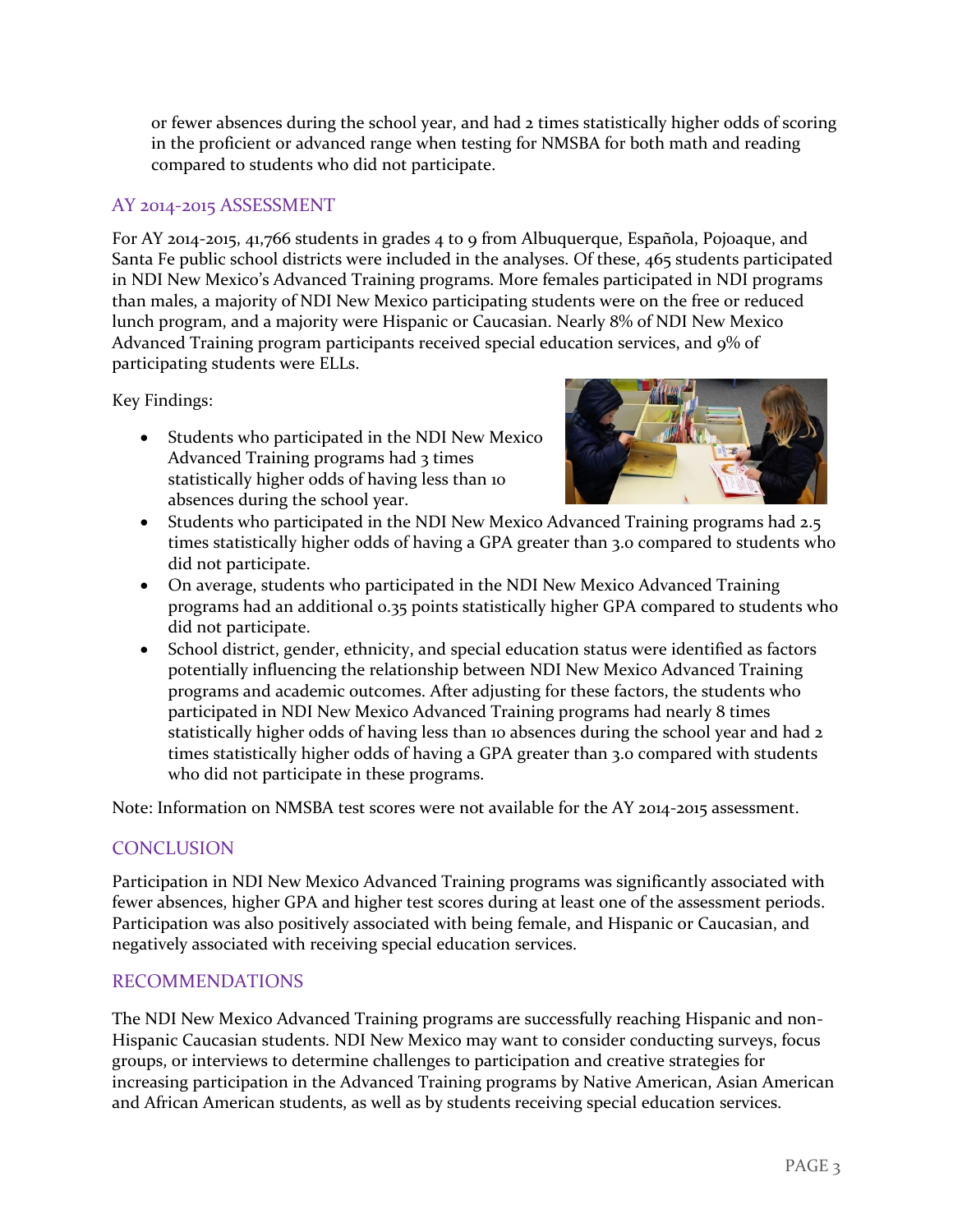or fewer absences during the school year, and had 2 times statistically higher odds of scoring in the proficient or advanced range when testing for NMSBA for both math and reading compared to students who did not participate.

## AY 2014-2015 ASSESSMENT

For AY 2014-2015, 41,766 students in grades 4 to 9 from Albuquerque, Española, Pojoaque, and Santa Fe public school districts were included in the analyses. Of these, 465 students participated in NDI New Mexico's Advanced Training programs. More females participated in NDI programs than males, a majority of NDI New Mexico participating students were on the free or reduced lunch program, and a majority were Hispanic or Caucasian. Nearly 8% of NDI New Mexico Advanced Training program participants received special education services, and 9% of participating students were ELLs.

Key Findings:

- Students who participated in the NDI New Mexico Advanced Training programs had 3 times statistically higher odds of having less than 10 absences during the school year.
- Students who participated in the NDI New Mexico Advanced Training programs had 2.5 times statistically higher odds of having a GPA greater than 3.0 compared to students who did not participate.
- On average, students who participated in the NDI New Mexico Advanced Training programs had an additional 0.35 points statistically higher GPA compared to students who did not participate.
- School district, gender, ethnicity, and special education status were identified as factors potentially influencing the relationship between NDI New Mexico Advanced Training programs and academic outcomes. After adjusting for these factors, the students who participated in NDI New Mexico Advanced Training programs had nearly 8 times statistically higher odds of having less than 10 absences during the school year and had 2 times statistically higher odds of having a GPA greater than 3.0 compared with students who did not participate in these programs.

Note: Information on NMSBA test scores were not available for the AY 2014-2015 assessment.

## CONCLUSION

Participation in NDI New Mexico Advanced Training programs was significantly associated with fewer absences, higher GPA and higher test scores during at least one of the assessment periods. Participation was also positively associated with being female, and Hispanic or Caucasian, and negatively associated with receiving special education services.

## RECOMMENDATIONS

The NDI New Mexico Advanced Training programs are successfully reaching Hispanic and non-Hispanic Caucasian students. NDI New Mexico may want to consider conducting surveys, focus groups, or interviews to determine challenges to participation and creative strategies for increasing participation in the Advanced Training programs by Native American, Asian American and African American students, as well as by students receiving special education services.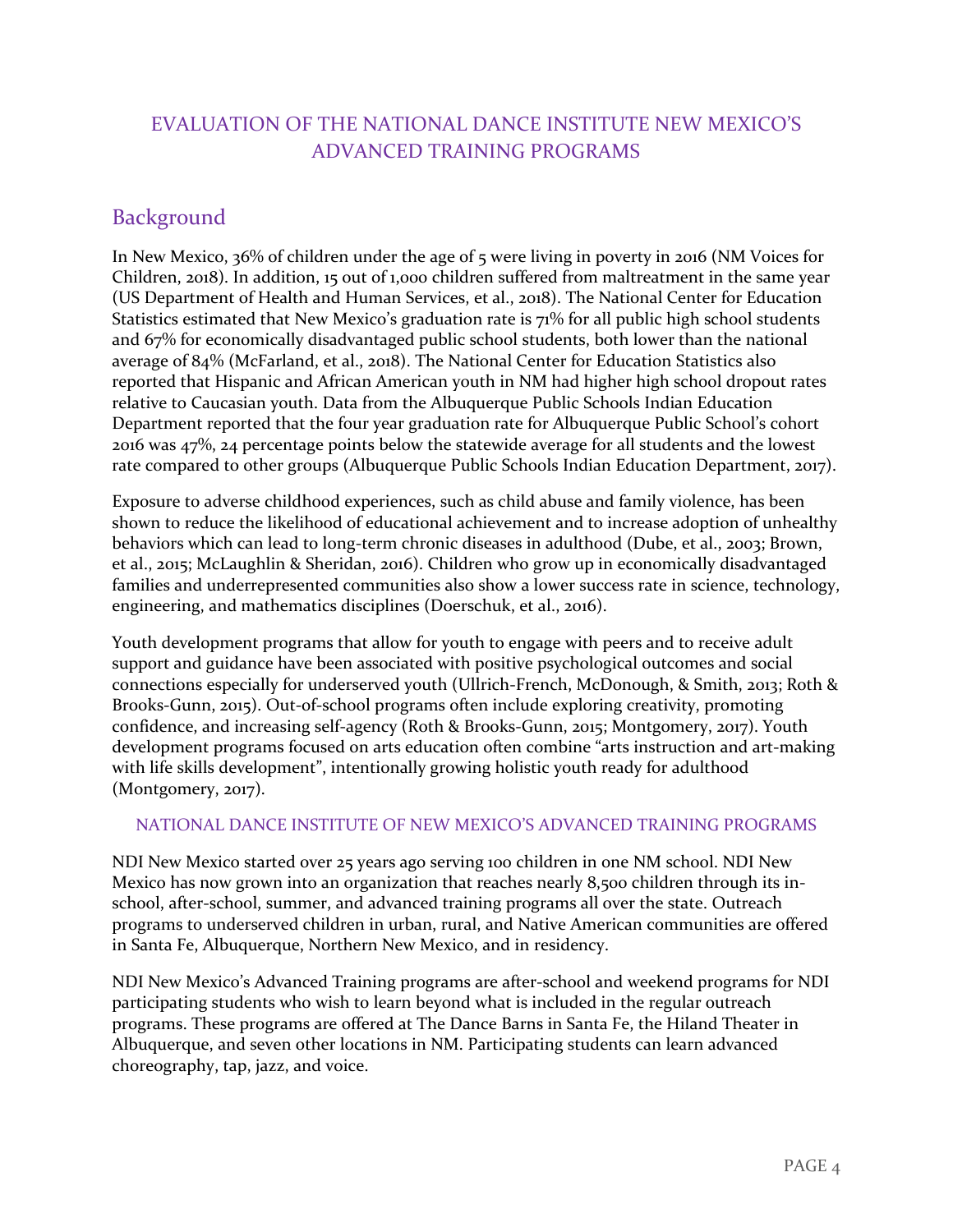# EVALUATION OF THE NATIONAL DANCE INSTITUTE NEW MEXICO'S ADVANCED TRAINING PROGRAMS

## Background

In New Mexico, 36% of children under the age of 5 were living in poverty in 2016 (NM Voices for Children, 2018). In addition, 15 out of 1,000 children suffered from maltreatment in the same year (US Department of Health and Human Services, et al., 2018). The National Center for Education Statistics estimated that New Mexico's graduation rate is 71% for all public high school students and 67% for economically disadvantaged public school students, both lower than the national average of 84% (McFarland, et al., 2018). The National Center for Education Statistics also reported that Hispanic and African American youth in NM had higher high school dropout rates relative to Caucasian youth. Data from the Albuquerque Public Schools Indian Education Department reported that the four year graduation rate for Albuquerque Public School's cohort 2016 was 47%, 24 percentage points below the statewide average for all students and the lowest rate compared to other groups (Albuquerque Public Schools Indian Education Department, 2017).

Exposure to adverse childhood experiences, such as child abuse and family violence, has been shown to reduce the likelihood of educational achievement and to increase adoption of unhealthy behaviors which can lead to long-term chronic diseases in adulthood (Dube, et al., 2003; Brown, et al., 2015; McLaughlin & Sheridan, 2016). Children who grow up in economically disadvantaged families and underrepresented communities also show a lower success rate in science, technology, engineering, and mathematics disciplines (Doerschuk, et al., 2016).

Youth development programs that allow for youth to engage with peers and to receive adult support and guidance have been associated with positive psychological outcomes and social connections especially for underserved youth (Ullrich-French, McDonough, & Smith, 2013; Roth & Brooks-Gunn, 2015). Out-of-school programs often include exploring creativity, promoting confidence, and increasing self-agency (Roth & Brooks-Gunn, 2015; Montgomery, 2017). Youth development programs focused on arts education often combine "arts instruction and art-making with life skills development", intentionally growing holistic youth ready for adulthood (Montgomery, 2017).

### NATIONAL DANCE INSTITUTE OF NEW MEXICO'S ADVANCED TRAINING PROGRAMS

NDI New Mexico started over 25 years ago serving 100 children in one NM school. NDI New Mexico has now grown into an organization that reaches nearly 8,500 children through its in-school, after-school, summer, and advanced training programs all over the state. Outreach programs to underserved children in urban, rural, and Native American communities are offered in Santa Fe, Albuquerque, Northern New Mexico, and in residency.

NDI New Mexico's Advanced Training programs are after-school and weekend programs for NDI participating students who wish to learn beyond what is included in the regular outreach programs. These programs are offered at The Dance Barns in Santa Fe, the Hiland Theater in Albuquerque, and seven other locations in NM. Participating students can learn advanced choreography, tap, jazz, and voice.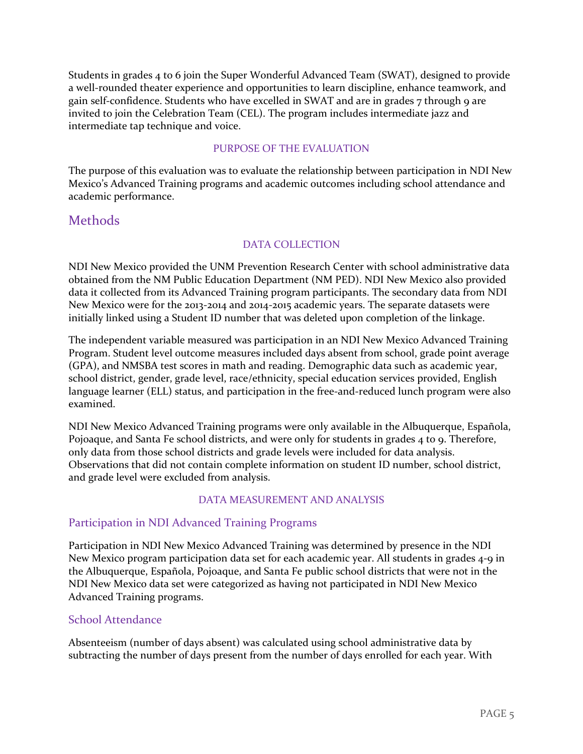Students in grades 4 to 6 join the Super Wonderful Advanced Team (SWAT), designed to provide a well-rounded theater experience and opportunities to learn discipline, enhance teamwork, and gain self-confidence. Students who have excelled in SWAT and are in grades 7 through 9 are invited to join the Celebration Team (CEL). The program includes intermediate jazz and intermediate tap technique and voice.

### PURPOSE OF THE EVALUATION

The purpose of this evaluation was to evaluate the relationship between participation in NDI New Mexico's Advanced Training programs and academic outcomes including school attendance and academic performance.

## Methods

### DATA COLLECTION

NDI New Mexico provided the UNM Prevention Research Center with school administrative data obtained from the NM Public Education Department (NM PED). NDI New Mexico also provided data it collected from its Advanced Training program participants. The secondary data from NDI New Mexico were for the 2013-2014 and 2014-2015 academic years. The separate datasets were initially linked using a Student ID number that was deleted upon completion of the linkage.

The independent variable measured was participation in an NDI New Mexico Advanced Training Program. Student level outcome measures included days absent from school, grade point average (GPA), and NMSBA test scores in math and reading. Demographic data such as academic year, school district, gender, grade level, race/ethnicity, special education services provided, English language learner (ELL) status, and participation in the free-and-reduced lunch program were also examined.

NDI New Mexico Advanced Training programs were only available in the Albuquerque, Española, Pojoaque, and Santa Fe school districts, and were only for students in grades 4 to 9. Therefore, only data from those school districts and grade levels were included for data analysis. Observations that did not contain complete information on student ID number, school district, and grade level were excluded from analysis.

### DATA MEASUREMENT AND ANALYSIS

#### Participation in NDI Advanced Training Programs

Participation in NDI New Mexico Advanced Training was determined by presence in the NDI New Mexico program participation data set for each academic year. All students in grades 4-9 in the Albuquerque, Española, Pojoaque, and Santa Fe public school districts that were not in the NDI New Mexico data set were categorized as having not participated in NDI New Mexico Advanced Training programs.

#### School Attendance

Absenteeism (number of days absent) was calculated using school administrative data by subtracting the number of days present from the number of days enrolled for each year. With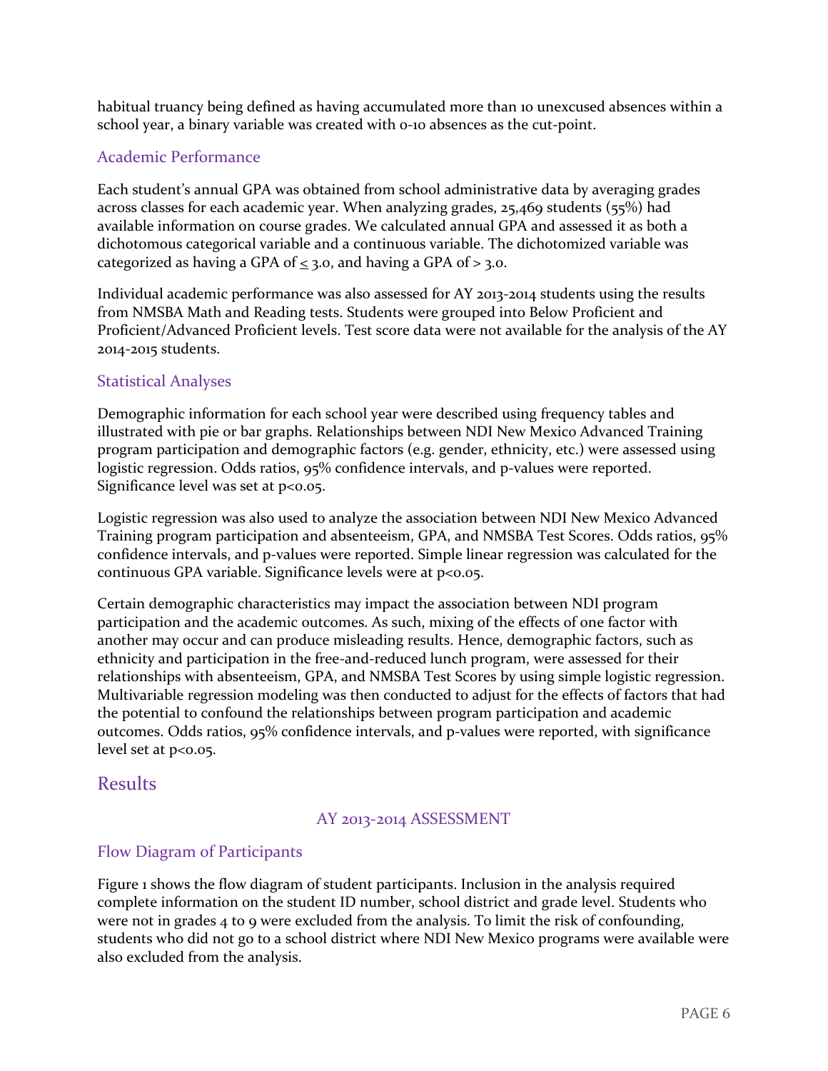habitual truancy being defined as having accumulated more than 10 unexcused absences within a school year, a binary variable was created with 0-10 absences as the cut-point.

### Academic Performance

Each student's annual GPA was obtained from school administrative data by averaging grades across classes for each academic year. When analyzing grades, 25,469 students (55%) had available information on course grades. We calculated annual GPA and assessed it as both a dichotomous categorical variable and a continuous variable. The dichotomized variable was categorized as having a GPA of ≤ 3.0, and having a GPA of > 3.0.

Individual academic performance was also assessed for AY 2013-2014 students using the results from NMSBA Math and Reading tests. Students were grouped into Below Proficient and Proficient/Advanced Proficient levels. Test score data were not available for the analysis of the AY 2014-2015 students.

### Statistical Analyses

Demographic information for each school year were described using frequency tables and illustrated with pie or bar graphs. Relationships between NDI New Mexico Advanced Training program participation and demographic factors (e.g. gender, ethnicity, etc.) were assessed using logistic regression. Odds ratios, 95% confidence intervals, and p-values were reported. Significance level was set at $p<0.05$.

Logistic regression was also used to analyze the association between NDI New Mexico Advanced Training program participation and absenteeism, GPA, and NMSBA Test Scores. Odds ratios, 95% confidence intervals, and p-values were reported. Simple linear regression was calculated for the continuous GPA variable. Significance levels were at $p<0.05$.

Certain demographic characteristics may impact the association between NDI program participation and the academic outcomes. As such, mixing of the effects of one factor with another may occur and can produce misleading results. Hence, demographic factors, such as ethnicity and participation in the free-and-reduced lunch program, were assessed for their relationships with absenteeism, GPA, and NMSBA Test Scores by using simple logistic regression. Multivariable regression modeling was then conducted to adjust for the effects of factors that had the potential to confound the relationships between program participation and academic outcomes. Odds ratios, 95% confidence intervals, and p-values were reported, with significance level set at $p<0.05$.

## Results

### AY 2013-2014 ASSESSMENT

### Flow Diagram of Participants

Figure 1 shows the flow diagram of student participants. Inclusion in the analysis required complete information on the student ID number, school district and grade level. Students who were not in grades 4 to 9 were excluded from the analysis. To limit the risk of confounding, students who did not go to a school district where NDI New Mexico programs were available were also excluded from the analysis.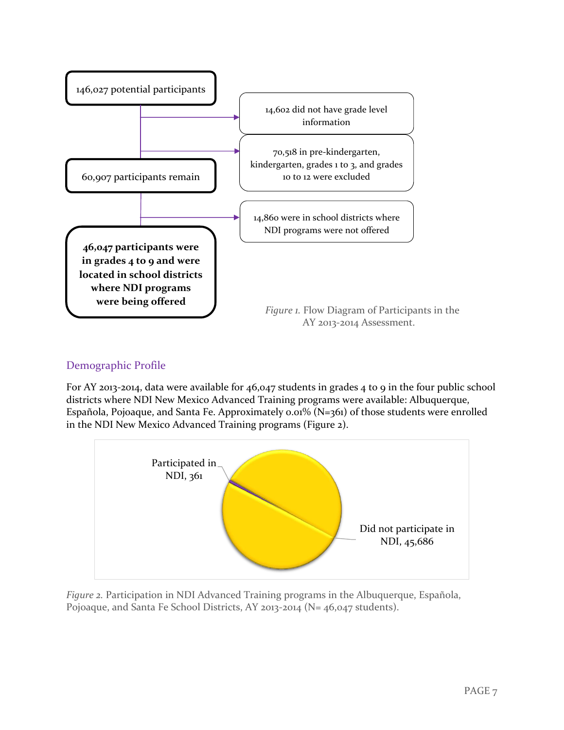146,027 potential participants

14,602 did not have grade level information

70,518 in pre-kindergarten, kindergarten, grades 1 to 3, and grades 10 to 12 were excluded

60,907 participants remain

14,860 were in school districts where NDI programs were not offered

**46,047 participants were in grades 4 to 9 and were located in school districts where NDI programs were being offered**

*Figure 1.* Flow Diagram of Participants in the AY 2013-2014 Assessment.

## Demographic Profile

For AY 2013-2014, data were available for 46,047 students in grades 4 to 9 in the four public school districts where NDI New Mexico Advanced Training programs were available: Albuquerque, Española, Pojoaque, and Santa Fe. Approximately 0.01% (N=361) of those students were enrolled in the NDI New Mexico Advanced Training programs (Figure 2).

Participated in NDI, 361

Did not participate in NDI, 45,686

*Figure 2.* Participation in NDI Advanced Training programs in the Albuquerque, Española, Pojoaque, and Santa Fe School Districts, AY 2013-2014 (N= 46,047 students).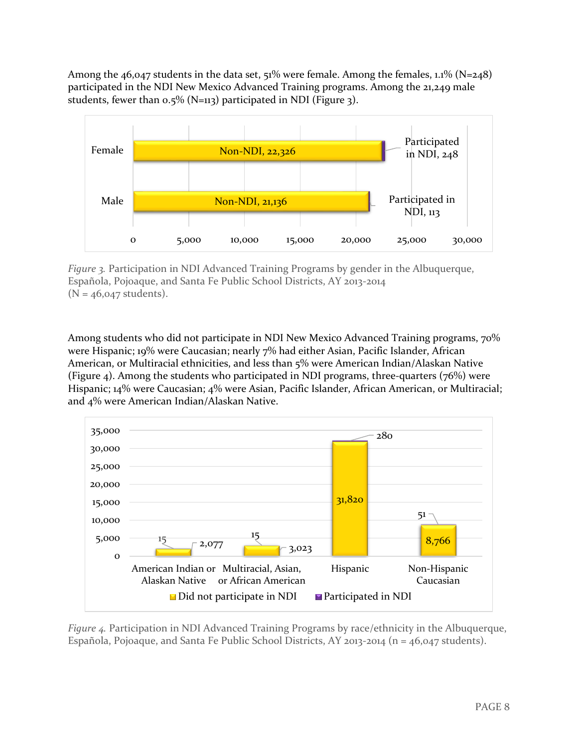Among the 46,047 students in the data set, 51% were female. Among the females, 1.1% (N=248) participated in the NDI New Mexico Advanced Training programs. Among the 21,249 male students, fewer than 0.5% (N=113) participated in NDI (Figure 3).

*Figure 3.* Participation in NDI Advanced Training Programs by gender in the Albuquerque, Española, Pojoaque, and Santa Fe Public School Districts, AY 2013-2014 (N = 46,047 students).

Among students who did not participate in NDI New Mexico Advanced Training programs, 70% were Hispanic; 19% were Caucasian; nearly 7% had either Asian, Pacific Islander, African American, or Multiracial ethnicities, and less than 5% were American Indian/Alaskan Native (Figure 4). Among the students who participated in NDI programs, three-quarters (76%) were Hispanic; 14% were Caucasian; 4% were Asian, Pacific Islander, African American, or Multiracial; and 4% were American Indian/Alaskan Native.

*Figure 4.* Participation in NDI Advanced Training Programs by race/ethnicity in the Albuquerque, Española, Pojoaque, and Santa Fe Public School Districts, AY 2013-2014 (n = 46,047 students).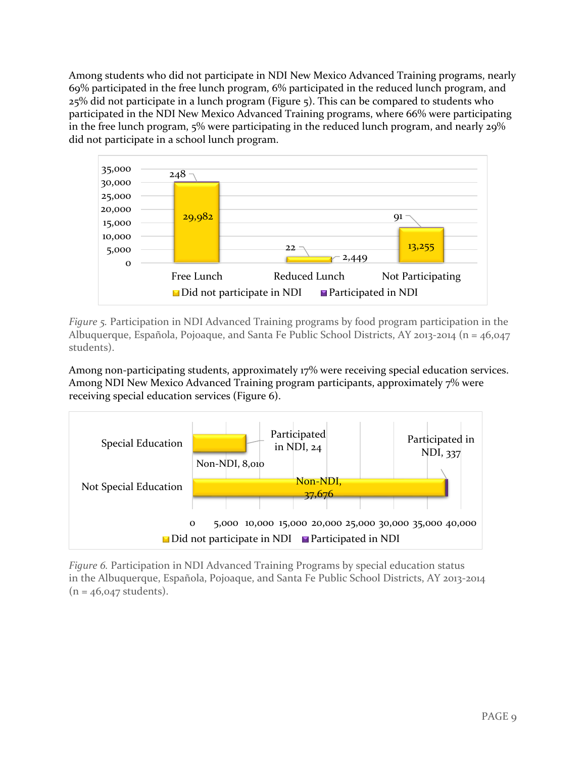Among students who did not participate in NDI New Mexico Advanced Training programs, nearly 69% participated in the free lunch program, 6% participated in the reduced lunch program, and 25% did not participate in a lunch program (Figure 5). This can be compared to students who participated in the NDI New Mexico Advanced Training programs, where 66% were participating in the free lunch program, 5% were participating in the reduced lunch program, and nearly 29% did not participate in a school lunch program.

| | Did not participate in NDI | Participated in NDI |
|---|---|---|
| Free Lunch | 29,982 | 248 |
| Reduced Lunch | 2,449 | 22 |
| Not Participating | 13,255 | 91 |

*Figure 5.* Participation in NDI Advanced Training programs by food program participation in the Albuquerque, Española, Pojoaque, and Santa Fe Public School Districts, AY 2013-2014 (n = 46,047 students).

Among non-participating students, approximately 17% were receiving special education services. Among NDI New Mexico Advanced Training program participants, approximately 7% were receiving special education services (Figure 6).

| | Did not participate in NDI | Participated in NDI |
|---|---|---|
| Special Education | 8,010 | 24 |
| Not Special Education | 37,676 | 337 |

*Figure 6.* Participation in NDI Advanced Training Programs by special education status in the Albuquerque, Española, Pojoaque, and Santa Fe Public School Districts, AY 2013-2014 (n = 46,047 students).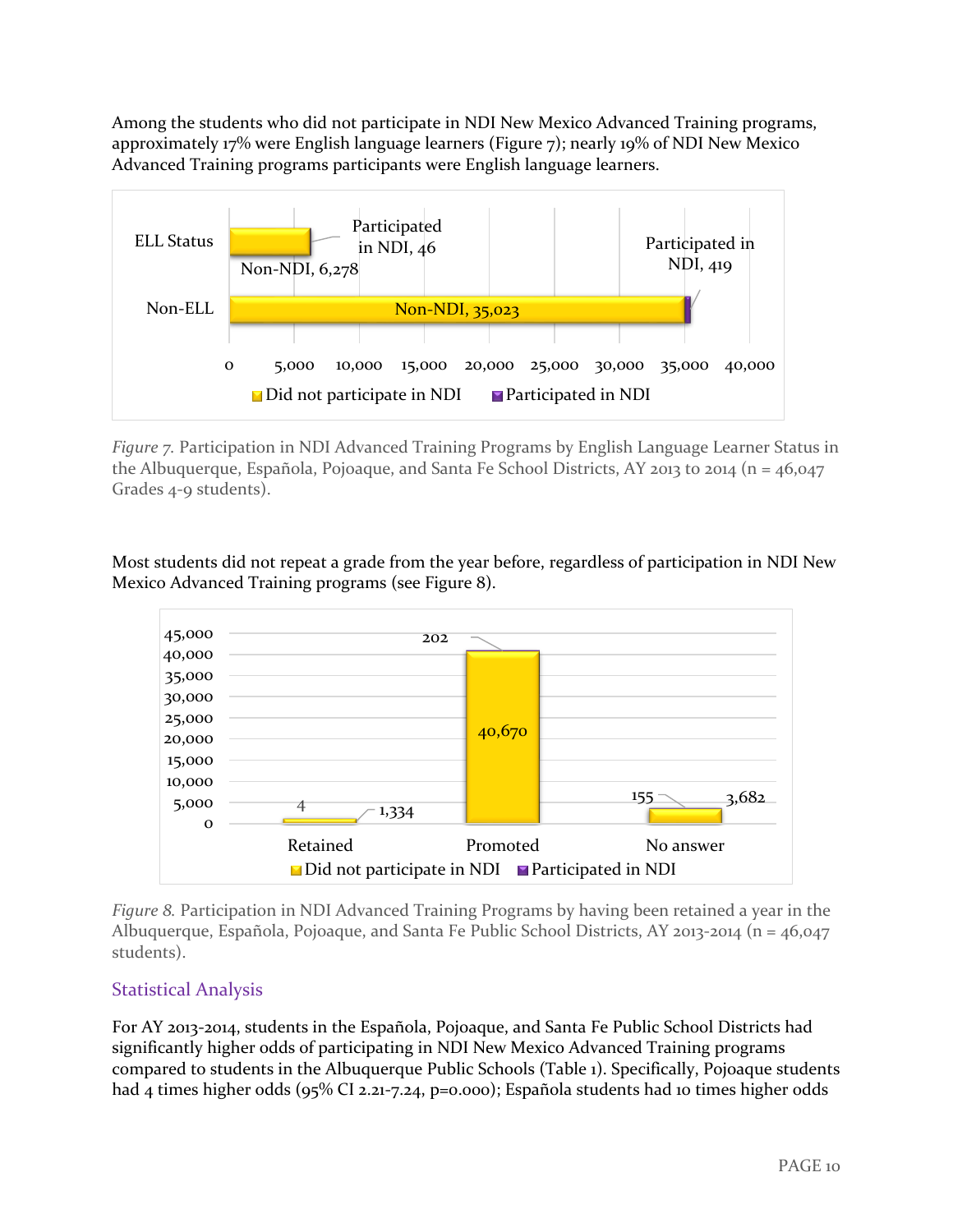Among the students who did not participate in NDI New Mexico Advanced Training programs, approximately 17% were English language learners (Figure 7); nearly 19% of NDI New Mexico Advanced Training programs participants were English language learners.

*Figure 7.* Participation in NDI Advanced Training Programs by English Language Learner Status in the Albuquerque, Española, Pojoaque, and Santa Fe School Districts, AY 2013 to 2014 (n = 46,047 Grades 4-9 students).

Most students did not repeat a grade from the year before, regardless of participation in NDI New Mexico Advanced Training programs (see Figure 8).

*Figure 8.* Participation in NDI Advanced Training Programs by having been retained a year in the Albuquerque, Española, Pojoaque, and Santa Fe Public School Districts, AY 2013-2014 (n = 46,047 students).

## Statistical Analysis

For AY 2013-2014, students in the Española, Pojoaque, and Santa Fe Public School Districts had significantly higher odds of participating in NDI New Mexico Advanced Training programs compared to students in the Albuquerque Public Schools (Table 1). Specifically, Pojoaque students had 4 times higher odds (95% CI 2.21-7.24, p=0.000); Española students had 10 times higher odds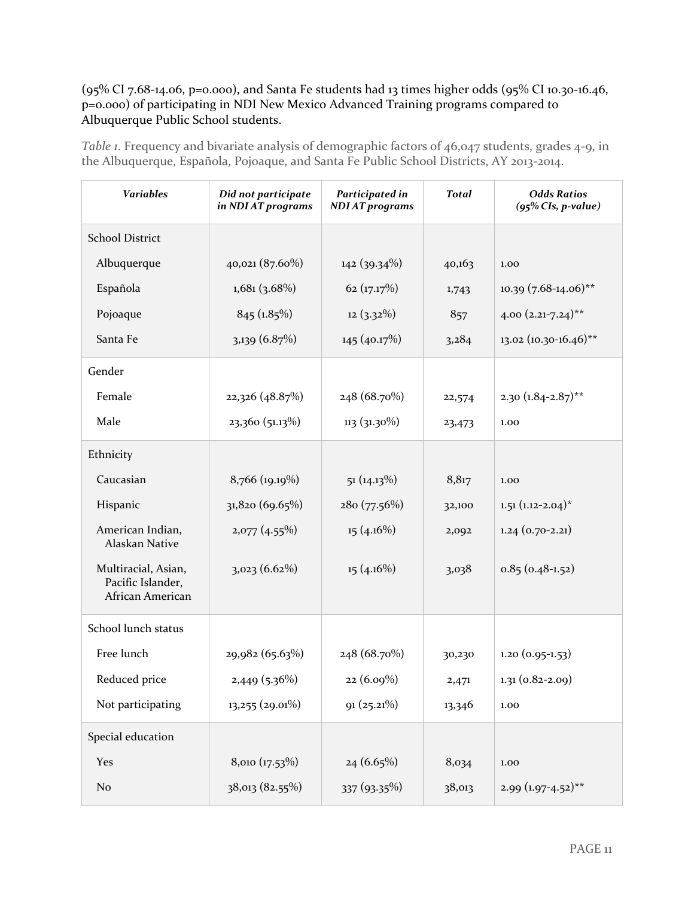(95% CI 7.68-14.06, p=0.000), and Santa Fe students had 13 times higher odds (95% CI 10.30-16.46, p=0.000) of participating in NDI New Mexico Advanced Training programs compared to Albuquerque Public School students.

*Table 1.* Frequency and bivariate analysis of demographic factors of 46,047 students, grades 4-9, in the Albuquerque, Española, Pojoaque, and Santa Fe Public School Districts, AY 2013-2014.

| *Variables* | *Did not participate in NDI AT programs* | *Participated in NDI AT programs* | *Total* | *Odds Ratios (95% CIs, p-value)* |
|---|---|---|---|---|
| School District | | | | |
| Albuquerque | 40,021 (87.60%) | 142 (39.34%) | 40,163 | 1.00 |
| Española | 1,681 (3.68%) | 62 (17.17%) | 1,743 | 10.39 (7.68-14.06)** |
| Pojoaque | 845 (1.85%) | 12 (3.32%) | 857 | 4.00 (2.21-7.24)** |
| Santa Fe | 3,139 (6.87%) | 145 (40.17%) | 3,284 | 13.02 (10.30-16.46)** |
| Gender | | | | |
| Female | 22,326 (48.87%) | 248 (68.70%) | 22,574 | 2.30 (1.84-2.87)** |
| Male | 23,360 (51.13%) | 113 (31.30%) | 23,473 | 1.00 |
| Ethnicity | | | | |
| Caucasian | 8,766 (19.19%) | 51 (14.13%) | 8,817 | 1.00 |
| Hispanic | 31,820 (69.65%) | 280 (77.56%) | 32,100 | 1.51 (1.12-2.04)* |
| American Indian, Alaskan Native | 2,077 (4.55%) | 15 (4.16%) | 2,092 | 1.24 (0.70-2.21) |
| Multiracial, Asian, Pacific Islander, African American | 3,023 (6.62%) | 15 (4.16%) | 3,038 | 0.85 (0.48-1.52) |
| School lunch status | | | | |
| Free lunch | 29,982 (65.63%) | 248 (68.70%) | 30,230 | 1.20 (0.95-1.53) |
| Reduced price | 2,449 (5.36%) | 22 (6.09%) | 2,471 | 1.31 (0.82-2.09) |
| Not participating | 13,255 (29.01%) | 91 (25.21%) | 13,346 | 1.00 |
| Special education | | | | |
| Yes | 8,010 (17.53%) | 24 (6.65%) | 8,034 | 1.00 |
| No | 38,013 (82.55%) | 337 (93.35%) | 38,013 | 2.99 (1.97-4.52)** |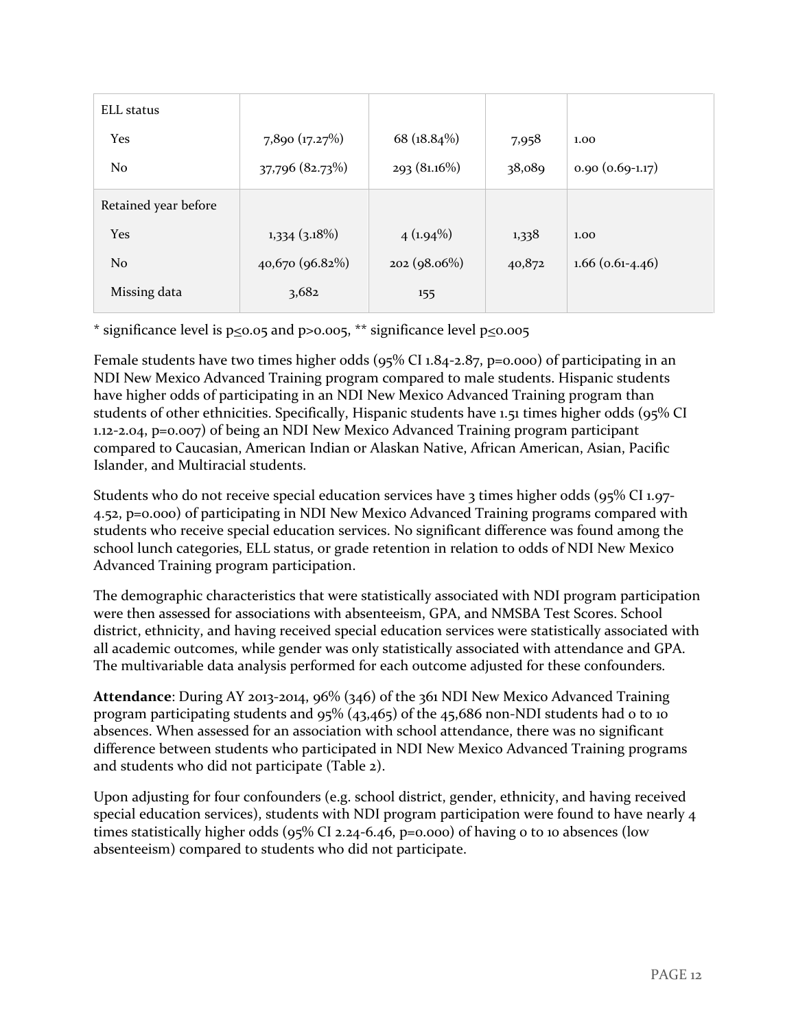| | | | | |
|---|---|---|---|---|
| ELL status | | | | |
| Yes | 7,890 (17.27%) | 68 (18.84%) | 7,958 | 1.00 |
| No | 37,796 (82.73%) | 293 (81.16%) | 38,089 | 0.90 (0.69-1.17) |
| Retained year before | | | | |
| Yes | 1,334 (3.18%) | 4 (1.94%) | 1,338 | 1.00 |
| No | 40,670 (96.82%) | 202 (98.06%) | 40,872 | 1.66 (0.61-4.46) |
| Missing data | 3,682 | 155 | | |

\* significance level is $p \leq 0.05$ and $p > 0.005$, \*\* significance level $p \leq 0.005$

Female students have two times higher odds (95% CI 1.84-2.87, p=0.000) of participating in an NDI New Mexico Advanced Training program compared to male students. Hispanic students have higher odds of participating in an NDI New Mexico Advanced Training program than students of other ethnicities. Specifically, Hispanic students have 1.51 times higher odds (95% CI 1.12-2.04, p=0.007) of being an NDI New Mexico Advanced Training program participant compared to Caucasian, American Indian or Alaskan Native, African American, Asian, Pacific Islander, and Multiracial students.

Students who do not receive special education services have 3 times higher odds (95% CI 1.97-4.52, p=0.000) of participating in NDI New Mexico Advanced Training programs compared with students who receive special education services. No significant difference was found among the school lunch categories, ELL status, or grade retention in relation to odds of NDI New Mexico Advanced Training program participation.

The demographic characteristics that were statistically associated with NDI program participation were then assessed for associations with absenteeism, GPA, and NMSBA Test Scores. School district, ethnicity, and having received special education services were statistically associated with all academic outcomes, while gender was only statistically associated with attendance and GPA. The multivariable data analysis performed for each outcome adjusted for these confounders.

**Attendance**: During AY 2013-2014, 96% (346) of the 361 NDI New Mexico Advanced Training program participating students and 95% (43,465) of the 45,686 non-NDI students had 0 to 10 absences. When assessed for an association with school attendance, there was no significant difference between students who participated in NDI New Mexico Advanced Training programs and students who did not participate (Table 2).

Upon adjusting for four confounders (e.g. school district, gender, ethnicity, and having received special education services), students with NDI program participation were found to have nearly 4 times statistically higher odds (95% CI 2.24-6.46, p=0.000) of having 0 to 10 absences (low absenteeism) compared to students who did not participate.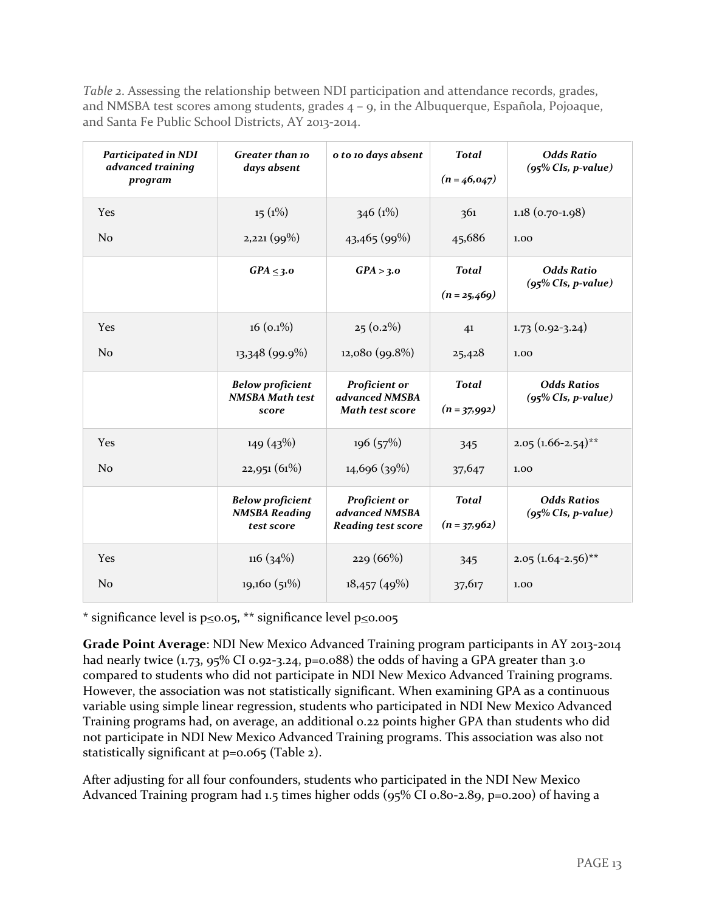*Table 2*. Assessing the relationship between NDI participation and attendance records, grades, and NMSBA test scores among students, grades 4 – 9, in the Albuquerque, Española, Pojoaque, and Santa Fe Public School Districts, AY 2013-2014.

| *Participated in NDI advanced training program* | *Greater than 10 days absent* | *0 to 10 days absent* | *Total (n = 46,047)* | *Odds Ratio (95% CIs, p-value)* |
|---|---|---|---|---|
| Yes | 15 (1%) | 346 (1%) | 361 | 1.18 (0.70-1.98) |
| No | 2,221 (99%) | 43,465 (99%) | 45,686 | 1.00 |
| | ***GPA ≤ 3.0*** | ***GPA > 3.0*** | ***Total (n = 25,469)*** | ***Odds Ratio (95% CIs, p-value)*** |
| Yes | 16 (0.1%) | 25 (0.2%) | 41 | 1.73 (0.92-3.24) |
| No | 13,348 (99.9%) | 12,080 (99.8%) | 25,428 | 1.00 |
| | ***Below proficient NMSBA Math test score*** | ***Proficient or advanced NMSBA Math test score*** | ***Total (n = 37,992)*** | ***Odds Ratios (95% CIs, p-value)*** |
| Yes | 149 (43%) | 196 (57%) | 345 | 2.05 (1.66-2.54)** |
| No | 22,951 (61%) | 14,696 (39%) | 37,647 | 1.00 |
| | ***Below proficient NMSBA Reading test score*** | ***Proficient or advanced NMSBA Reading test score*** | ***Total (n = 37,962)*** | ***Odds Ratios (95% CIs, p-value)*** |
| Yes | 116 (34%) | 229 (66%) | 345 | 2.05 (1.64-2.56)** |
| No | 19,160 (51%) | 18,457 (49%) | 37,617 | 1.00 |

\* significance level is $p \leq 0.05$, ** significance level $p \leq 0.005$

**Grade Point Average**: NDI New Mexico Advanced Training program participants in AY 2013-2014 had nearly twice (1.73, 95% CI 0.92-3.24, p=0.088) the odds of having a GPA greater than 3.0 compared to students who did not participate in NDI New Mexico Advanced Training programs. However, the association was not statistically significant. When examining GPA as a continuous variable using simple linear regression, students who participated in NDI New Mexico Advanced Training programs had, on average, an additional 0.22 points higher GPA than students who did not participate in NDI New Mexico Advanced Training programs. This association was also not statistically significant at p=0.065 (Table 2).

After adjusting for all four confounders, students who participated in the NDI New Mexico Advanced Training program had 1.5 times higher odds (95% CI 0.80-2.89, p=0.200) of having a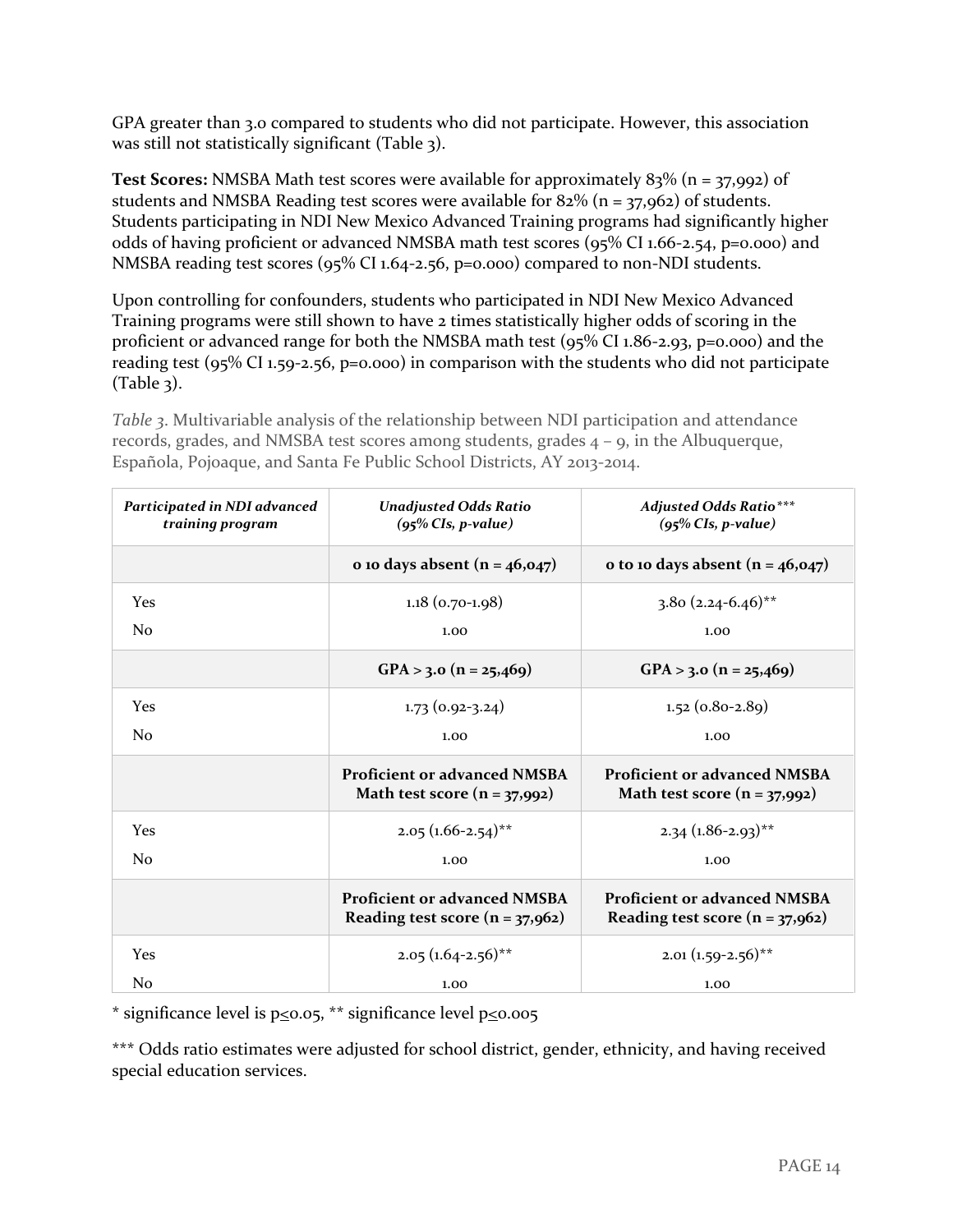GPA greater than 3.0 compared to students who did not participate. However, this association was still not statistically significant (Table 3).

**Test Scores:** NMSBA Math test scores were available for approximately 83% (n = 37,992) of students and NMSBA Reading test scores were available for 82% (n = 37,962) of students. Students participating in NDI New Mexico Advanced Training programs had significantly higher odds of having proficient or advanced NMSBA math test scores (95% CI 1.66-2.54, p=0.000) and NMSBA reading test scores (95% CI 1.64-2.56, p=0.000) compared to non-NDI students.

Upon controlling for confounders, students who participated in NDI New Mexico Advanced Training programs were still shown to have 2 times statistically higher odds of scoring in the proficient or advanced range for both the NMSBA math test (95% CI 1.86-2.93, p=0.000) and the reading test (95% CI 1.59-2.56, p=0.000) in comparison with the students who did not participate (Table 3).

*Table 3*. Multivariable analysis of the relationship between NDI participation and attendance records, grades, and NMSBA test scores among students, grades 4 – 9, in the Albuquerque, Española, Pojoaque, and Santa Fe Public School Districts, AY 2013-2014.

| *Participated in NDI advanced training program* | *Unadjusted Odds Ratio (95% CIs, p-value)* | *Adjusted Odds Ratio*** (95% CIs, p-value)* |
|---|---|---|
| | **0 10 days absent (n = 46,047)** | **0 to 10 days absent (n = 46,047)** |
| Yes | 1.18 (0.70-1.98) | 3.80 (2.24-6.46)** |
| No | 1.00 | 1.00 |
| | **GPA > 3.0 (n = 25,469)** | **GPA > 3.0 (n = 25,469)** |
| Yes | 1.73 (0.92-3.24) | 1.52 (0.80-2.89) |
| No | 1.00 | 1.00 |
| | **Proficient or advanced NMSBA Math test score (n = 37,992)** | **Proficient or advanced NMSBA Math test score (n = 37,992)** |
| Yes | 2.05 (1.66-2.54)** | 2.34 (1.86-2.93)** |
| No | 1.00 | 1.00 |
| | **Proficient or advanced NMSBA Reading test score (n = 37,962)** | **Proficient or advanced NMSBA Reading test score (n = 37,962)** |
| Yes | 2.05 (1.64-2.56)** | 2.01 (1.59-2.56)** |
| No | 1.00 | 1.00 |

* significance level is $p \leq 0.05$, ** significance level $p \leq 0.005$

*** Odds ratio estimates were adjusted for school district, gender, ethnicity, and having received special education services.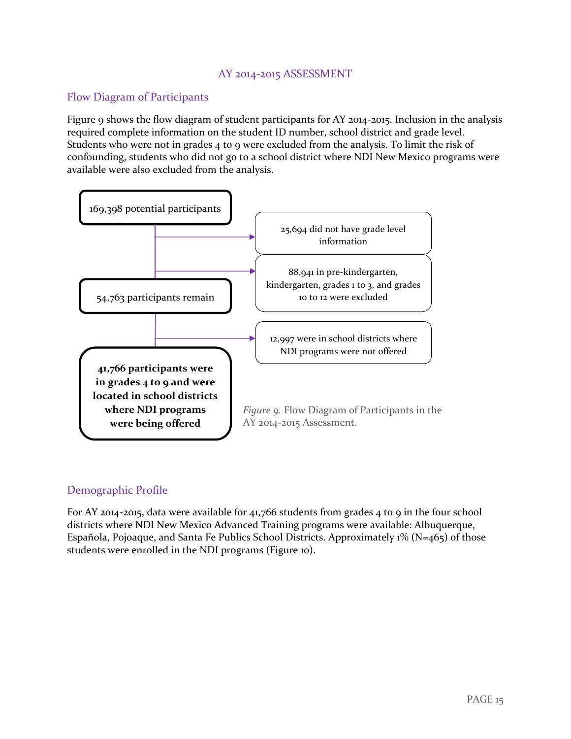## AY 2014-2015 ASSESSMENT

### Flow Diagram of Participants

Figure 9 shows the flow diagram of student participants for AY 2014-2015. Inclusion in the analysis required complete information on the student ID number, school district and grade level. Students who were not in grades 4 to 9 were excluded from the analysis. To limit the risk of confounding, students who did not go to a school district where NDI New Mexico programs were available were also excluded from the analysis.

169,398 potential participants

→ 25,694 did not have grade level information

→ 88,941 in pre-kindergarten, kindergarten, grades 1 to 3, and grades 10 to 12 were excluded

54,763 participants remain

→ 12,997 were in school districts where NDI programs were not offered

**41,766 participants were in grades 4 to 9 and were located in school districts where NDI programs were being offered**

*Figure 9.* Flow Diagram of Participants in the AY 2014-2015 Assessment.

### Demographic Profile

For AY 2014-2015, data were available for 41,766 students from grades 4 to 9 in the four school districts where NDI New Mexico Advanced Training programs were available: Albuquerque, Española, Pojoaque, and Santa Fe Publics School Districts. Approximately 1% (N=465) of those students were enrolled in the NDI programs (Figure 10).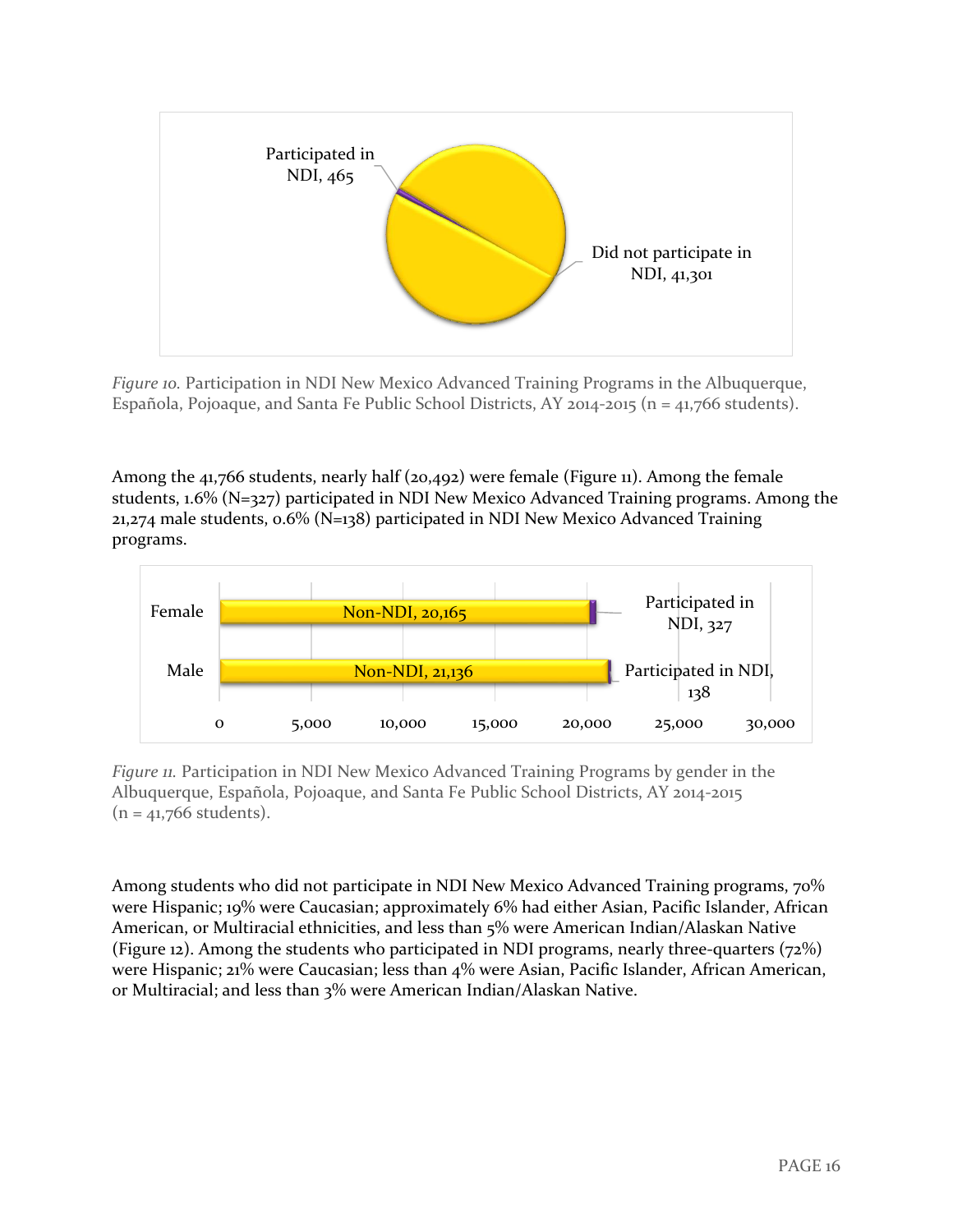*Figure 10.* Participation in NDI New Mexico Advanced Training Programs in the Albuquerque, Española, Pojoaque, and Santa Fe Public School Districts, AY 2014-2015 (n = 41,766 students).

Among the 41,766 students, nearly half (20,492) were female (Figure 11). Among the female students, 1.6% (N=327) participated in NDI New Mexico Advanced Training programs. Among the 21,274 male students, 0.6% (N=138) participated in NDI New Mexico Advanced Training programs.

*Figure 11.* Participation in NDI New Mexico Advanced Training Programs by gender in the Albuquerque, Española, Pojoaque, and Santa Fe Public School Districts, AY 2014-2015 (n = 41,766 students).

Among students who did not participate in NDI New Mexico Advanced Training programs, 70% were Hispanic; 19% were Caucasian; approximately 6% had either Asian, Pacific Islander, African American, or Multiracial ethnicities, and less than 5% were American Indian/Alaskan Native (Figure 12). Among the students who participated in NDI programs, nearly three-quarters (72%) were Hispanic; 21% were Caucasian; less than 4% were Asian, Pacific Islander, African American, or Multiracial; and less than 3% were American Indian/Alaskan Native.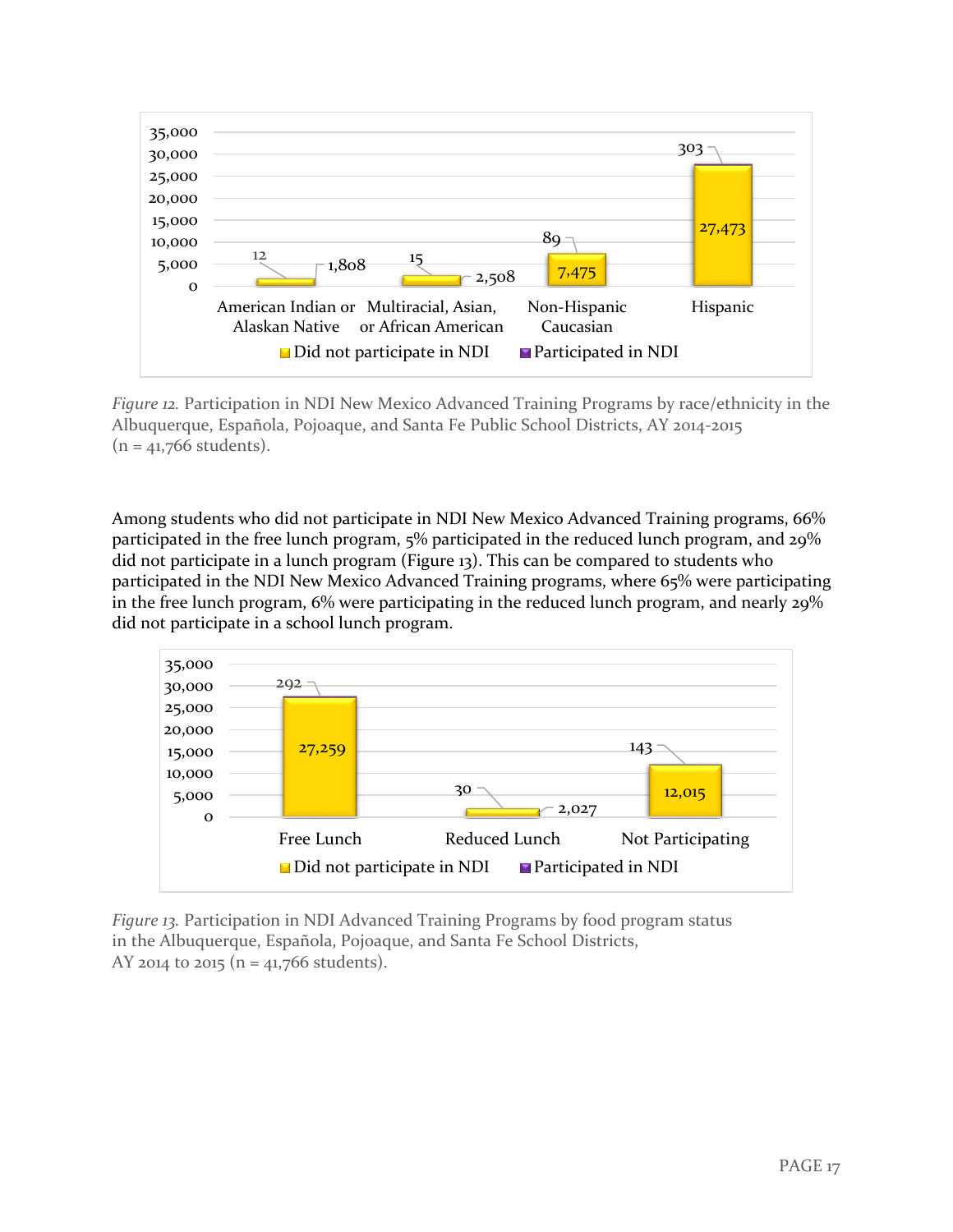*Figure 12.* Participation in NDI New Mexico Advanced Training Programs by race/ethnicity in the Albuquerque, Española, Pojoaque, and Santa Fe Public School Districts, AY 2014-2015 (n = 41,766 students).

Among students who did not participate in NDI New Mexico Advanced Training programs, 66% participated in the free lunch program, 5% participated in the reduced lunch program, and 29% did not participate in a lunch program (Figure 13). This can be compared to students who participated in the NDI New Mexico Advanced Training programs, where 65% were participating in the free lunch program, 6% were participating in the reduced lunch program, and nearly 29% did not participate in a school lunch program.

*Figure 13.* Participation in NDI Advanced Training Programs by food program status in the Albuquerque, Española, Pojoaque, and Santa Fe School Districts, AY 2014 to 2015 (n = 41,766 students).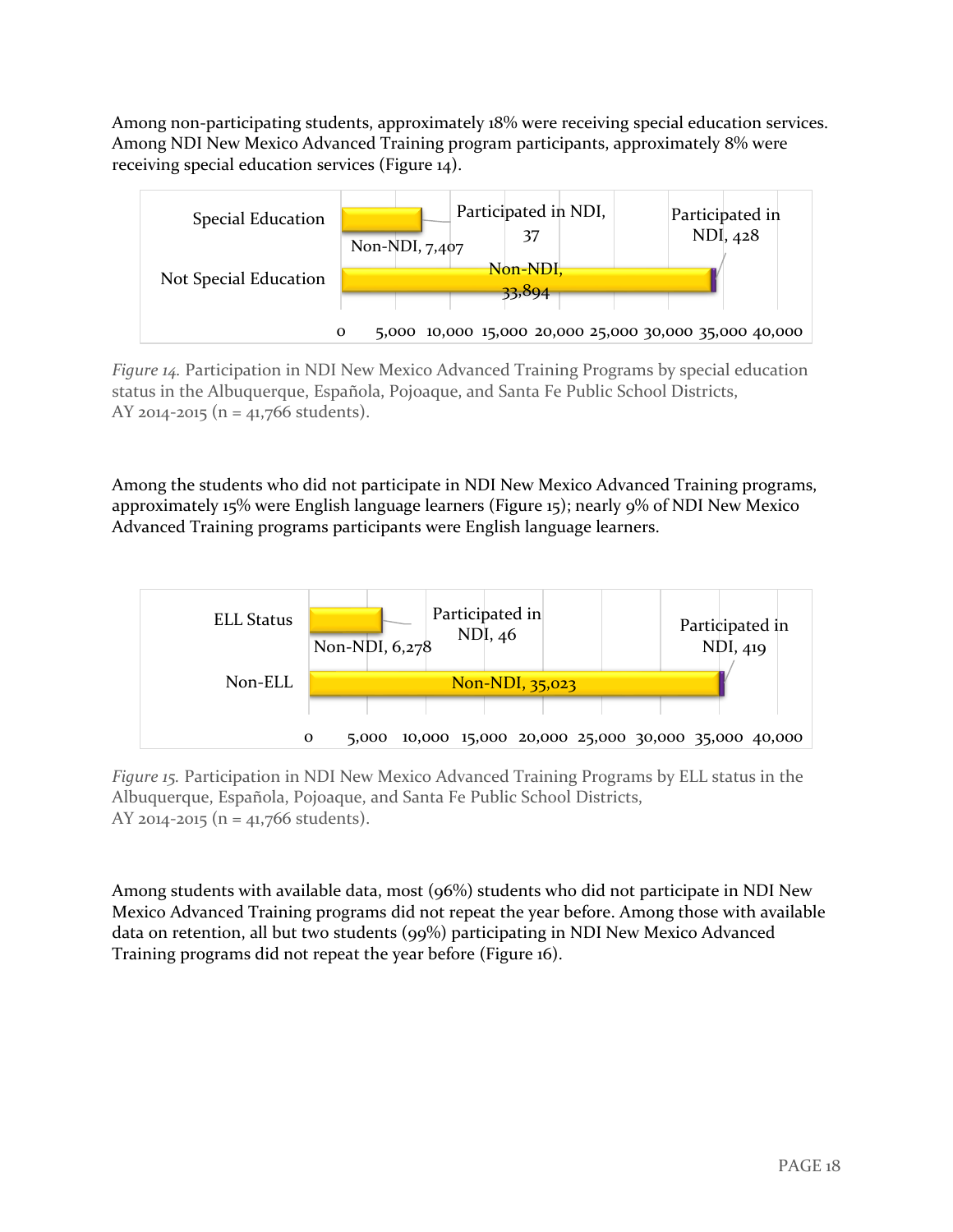Among non-participating students, approximately 18% were receiving special education services. Among NDI New Mexico Advanced Training program participants, approximately 8% were receiving special education services (Figure 14).

| | Non-NDI | Participated in NDI |
|---|---|---|
| Special Education | 7,407 | 37 |
| Not Special Education | 33,894 | 428 |

*Figure 14.* Participation in NDI New Mexico Advanced Training Programs by special education status in the Albuquerque, Española, Pojoaque, and Santa Fe Public School Districts, AY 2014-2015 (n = 41,766 students).

Among the students who did not participate in NDI New Mexico Advanced Training programs, approximately 15% were English language learners (Figure 15); nearly 9% of NDI New Mexico Advanced Training programs participants were English language learners.

| | Non-NDI | Participated in NDI |
|---|---|---|
| ELL Status | 6,278 | 46 |
| Non-ELL | 35,023 | 419 |

*Figure 15.* Participation in NDI New Mexico Advanced Training Programs by ELL status in the Albuquerque, Española, Pojoaque, and Santa Fe Public School Districts, AY 2014-2015 (n = 41,766 students).

Among students with available data, most (96%) students who did not participate in NDI New Mexico Advanced Training programs did not repeat the year before. Among those with available data on retention, all but two students (99%) participating in NDI New Mexico Advanced Training programs did not repeat the year before (Figure 16).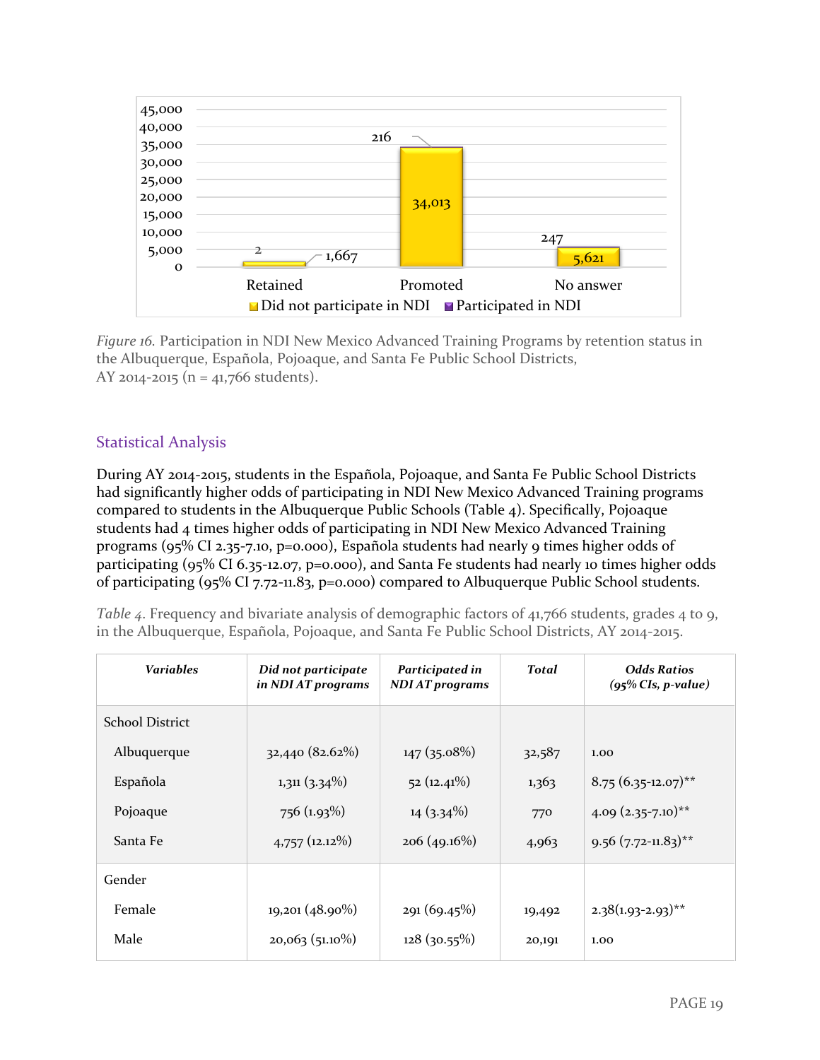*Figure 16.* Participation in NDI New Mexico Advanced Training Programs by retention status in the Albuquerque, Española, Pojoaque, and Santa Fe Public School Districts, AY 2014-2015 (n = 41,766 students).

## Statistical Analysis

During AY 2014-2015, students in the Española, Pojoaque, and Santa Fe Public School Districts had significantly higher odds of participating in NDI New Mexico Advanced Training programs compared to students in the Albuquerque Public Schools (Table 4). Specifically, Pojoaque students had 4 times higher odds of participating in NDI New Mexico Advanced Training programs (95% CI 2.35-7.10, p=0.000), Española students had nearly 9 times higher odds of participating (95% CI 6.35-12.07, p=0.000), and Santa Fe students had nearly 10 times higher odds of participating (95% CI 7.72-11.83, p=0.000) compared to Albuquerque Public School students.

*Table 4.* Frequency and bivariate analysis of demographic factors of 41,766 students, grades 4 to 9, in the Albuquerque, Española, Pojoaque, and Santa Fe Public School Districts, AY 2014-2015.

| ***Variables*** | ***Did not participate in NDI AT programs*** | ***Participated in NDI AT programs*** | ***Total*** | ***Odds Ratios (95% CIs, p-value)*** |
|---|---|---|---|---|
| School District | | | | |
| Albuquerque | 32,440 (82.62%) | 147 (35.08%) | 32,587 | 1.00 |
| Española | 1,311 (3.34%) | 52 (12.41%) | 1,363 | 8.75 (6.35-12.07)** |
| Pojoaque | 756 (1.93%) | 14 (3.34%) | 770 | 4.09 (2.35-7.10)** |
| Santa Fe | 4,757 (12.12%) | 206 (49.16%) | 4,963 | 9.56 (7.72-11.83)** |
| Gender | | | | |
| Female | 19,201 (48.90%) | 291 (69.45%) | 19,492 | 2.38(1.93-2.93)** |
| Male | 20,063 (51.10%) | 128 (30.55%) | 20,191 | 1.00 |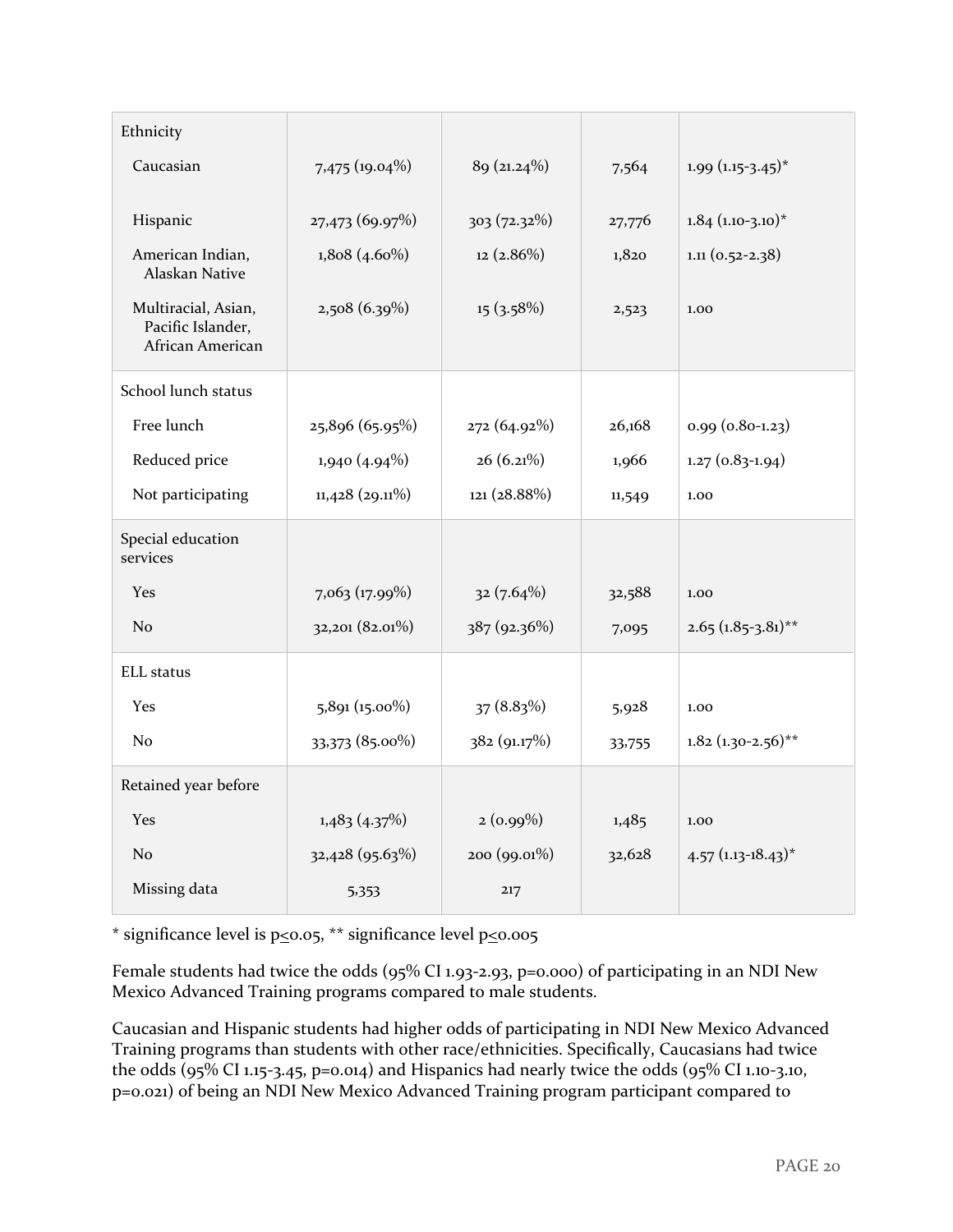| | | | | |
|---|---|---|---|---|
| Ethnicity | | | | |
| Caucasian | 7,475 (19.04%) | 89 (21.24%) | 7,564 | 1.99 (1.15-3.45)* |
| Hispanic | 27,473 (69.97%) | 303 (72.32%) | 27,776 | 1.84 (1.10-3.10)* |
| American Indian, Alaskan Native | 1,808 (4.60%) | 12 (2.86%) | 1,820 | 1.11 (0.52-2.38) |
| Multiracial, Asian, Pacific Islander, African American | 2,508 (6.39%) | 15 (3.58%) | 2,523 | 1.00 |
| School lunch status | | | | |
| Free lunch | 25,896 (65.95%) | 272 (64.92%) | 26,168 | 0.99 (0.80-1.23) |
| Reduced price | 1,940 (4.94%) | 26 (6.21%) | 1,966 | 1.27 (0.83-1.94) |
| Not participating | 11,428 (29.11%) | 121 (28.88%) | 11,549 | 1.00 |
| Special education services | | | | |
| Yes | 7,063 (17.99%) | 32 (7.64%) | 32,588 | 1.00 |
| No | 32,201 (82.01%) | 387 (92.36%) | 7,095 | 2.65 (1.85-3.81)** |
| ELL status | | | | |
| Yes | 5,891 (15.00%) | 37 (8.83%) | 5,928 | 1.00 |
| No | 33,373 (85.00%) | 382 (91.17%) | 33,755 | 1.82 (1.30-2.56)** |
| Retained year before | | | | |
| Yes | 1,483 (4.37%) | 2 (0.99%) | 1,485 | 1.00 |
| No | 32,428 (95.63%) | 200 (99.01%) | 32,628 | 4.57 (1.13-18.43)* |
| Missing data | 5,353 | 217 | | |

* significance level is $p \leq 0.05$, ** significance level $p \leq 0.005$

Female students had twice the odds (95% CI 1.93-2.93, p=0.000) of participating in an NDI New Mexico Advanced Training programs compared to male students.

Caucasian and Hispanic students had higher odds of participating in NDI New Mexico Advanced Training programs than students with other race/ethnicities. Specifically, Caucasians had twice the odds (95% CI 1.15-3.45, p=0.014) and Hispanics had nearly twice the odds (95% CI 1.10-3.10, p=0.021) of being an NDI New Mexico Advanced Training program participant compared to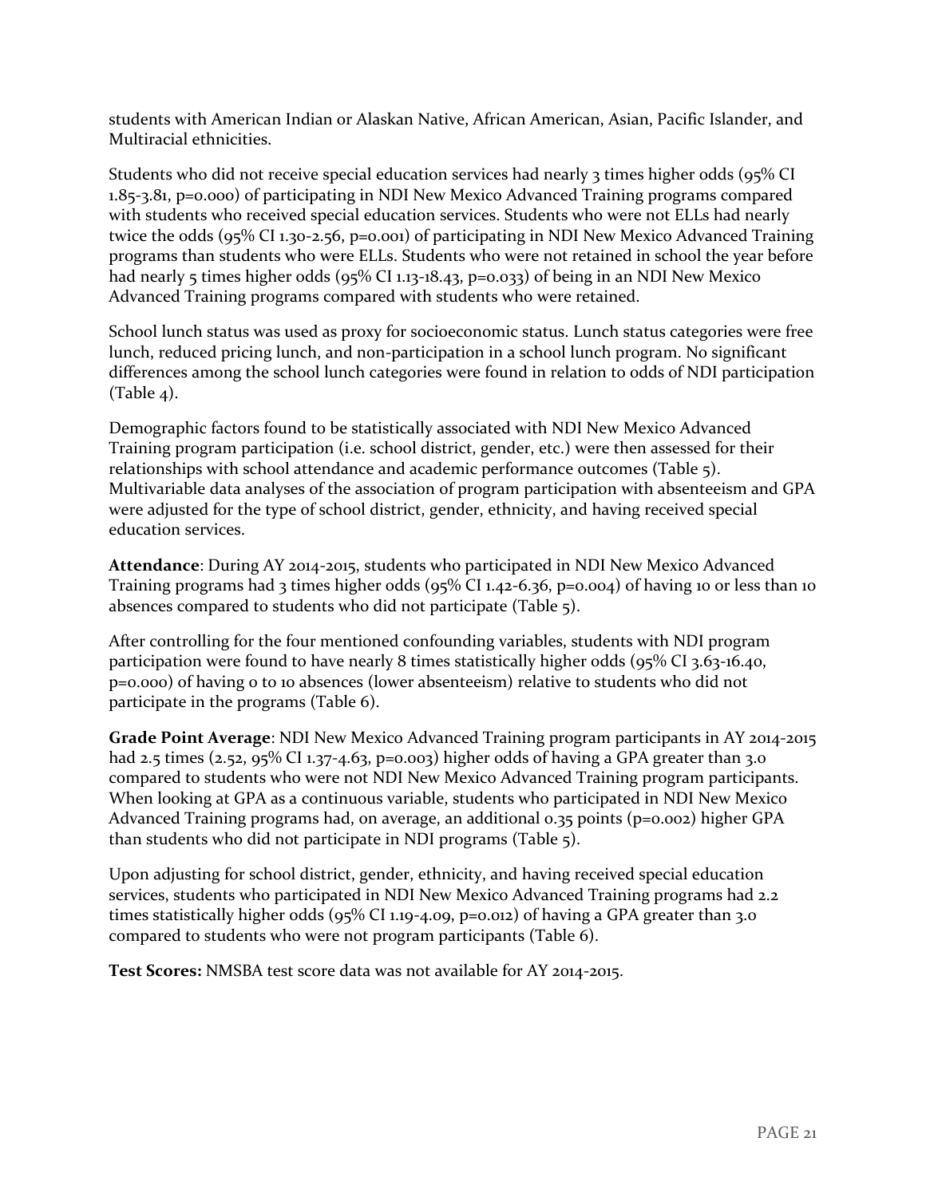students with American Indian or Alaskan Native, African American, Asian, Pacific Islander, and Multiracial ethnicities.

Students who did not receive special education services had nearly 3 times higher odds (95% CI 1.85-3.81, p=0.000) of participating in NDI New Mexico Advanced Training programs compared with students who received special education services. Students who were not ELLs had nearly twice the odds (95% CI 1.30-2.56, p=0.001) of participating in NDI New Mexico Advanced Training programs than students who were ELLs. Students who were not retained in school the year before had nearly 5 times higher odds (95% CI 1.13-18.43, p=0.033) of being in an NDI New Mexico Advanced Training programs compared with students who were retained.

School lunch status was used as proxy for socioeconomic status. Lunch status categories were free lunch, reduced pricing lunch, and non-participation in a school lunch program. No significant differences among the school lunch categories were found in relation to odds of NDI participation (Table 4).

Demographic factors found to be statistically associated with NDI New Mexico Advanced Training program participation (i.e. school district, gender, etc.) were then assessed for their relationships with school attendance and academic performance outcomes (Table 5). Multivariable data analyses of the association of program participation with absenteeism and GPA were adjusted for the type of school district, gender, ethnicity, and having received special education services.

**Attendance**: During AY 2014-2015, students who participated in NDI New Mexico Advanced Training programs had 3 times higher odds (95% CI 1.42-6.36, p=0.004) of having 10 or less than 10 absences compared to students who did not participate (Table 5).

After controlling for the four mentioned confounding variables, students with NDI program participation were found to have nearly 8 times statistically higher odds (95% CI 3.63-16.40, p=0.000) of having 0 to 10 absences (lower absenteeism) relative to students who did not participate in the programs (Table 6).

**Grade Point Average**: NDI New Mexico Advanced Training program participants in AY 2014-2015 had 2.5 times (2.52, 95% CI 1.37-4.63, p=0.003) higher odds of having a GPA greater than 3.0 compared to students who were not NDI New Mexico Advanced Training program participants. When looking at GPA as a continuous variable, students who participated in NDI New Mexico Advanced Training programs had, on average, an additional 0.35 points (p=0.002) higher GPA than students who did not participate in NDI programs (Table 5).

Upon adjusting for school district, gender, ethnicity, and having received special education services, students who participated in NDI New Mexico Advanced Training programs had 2.2 times statistically higher odds (95% CI 1.19-4.09, p=0.012) of having a GPA greater than 3.0 compared to students who were not program participants (Table 6).

**Test Scores:** NMSBA test score data was not available for AY 2014-2015.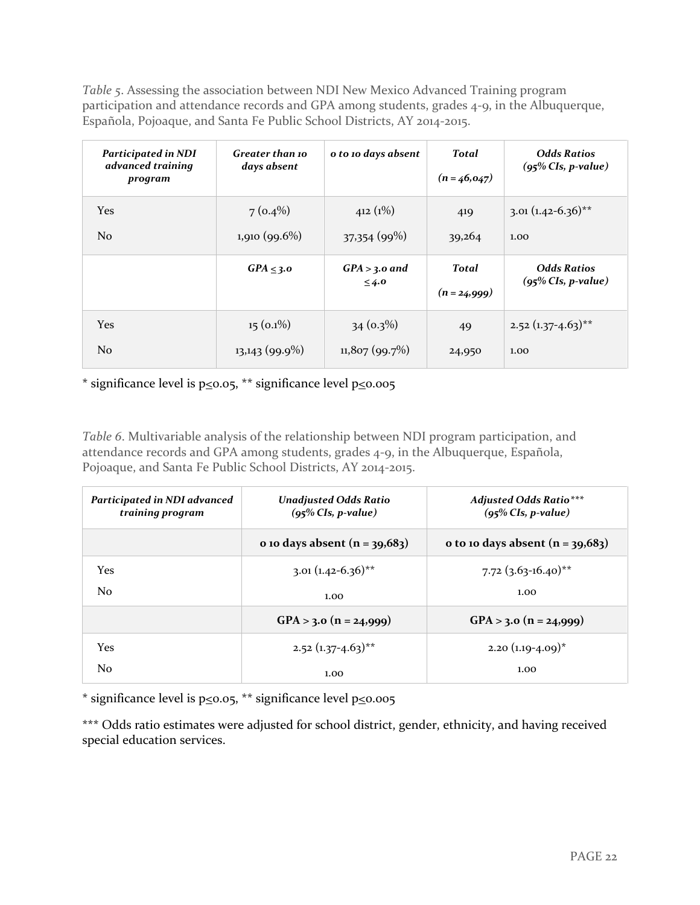*Table 5*. Assessing the association between NDI New Mexico Advanced Training program participation and attendance records and GPA among students, grades 4-9, in the Albuquerque, Española, Pojoaque, and Santa Fe Public School Districts, AY 2014-2015.

| *Participated in NDI advanced training program* | *Greater than 10 days absent* | *0 to 10 days absent* | *Total (n = 46,047)* | *Odds Ratios (95% CIs, p-value)* |
|---|---|---|---|---|
| Yes | 7 (0.4%) | 412 (1%) | 419 | 3.01 (1.42-6.36)** |
| No | 1,910 (99.6%) | 37,354 (99%) | 39,264 | 1.00 |
| | *GPA ≤ 3.0* | *GPA > 3.0 and ≤ 4.0* | *Total (n = 24,999)* | *Odds Ratios (95% CIs, p-value)* |
| Yes | 15 (0.1%) | 34 (0.3%) | 49 | 2.52 (1.37-4.63)** |
| No | 13,143 (99.9%) | 11,807 (99.7%) | 24,950 | 1.00 |

* significance level is p≤0.05, ** significance level p≤0.005

*Table 6*. Multivariable analysis of the relationship between NDI program participation, and attendance records and GPA among students, grades 4-9, in the Albuquerque, Española, Pojoaque, and Santa Fe Public School Districts, AY 2014-2015.

| *Participated in NDI advanced training program* | *Unadjusted Odds Ratio (95% CIs, p-value)* | *Adjusted Odds Ratio*** (95% CIs, p-value)* |
|---|---|---|
| | **0 10 days absent (n = 39,683)** | **0 to 10 days absent (n = 39,683)** |
| Yes | 3.01 (1.42-6.36)** | 7.72 (3.63-16.40)** |
| No | 1.00 | 1.00 |
| | **GPA > 3.0 (n = 24,999)** | **GPA > 3.0 (n = 24,999)** |
| Yes | 2.52 (1.37-4.63)** | 2.20 (1.19-4.09)* |
| No | 1.00 | 1.00 |

* significance level is p≤0.05, ** significance level p≤0.005

*** Odds ratio estimates were adjusted for school district, gender, ethnicity, and having received special education services.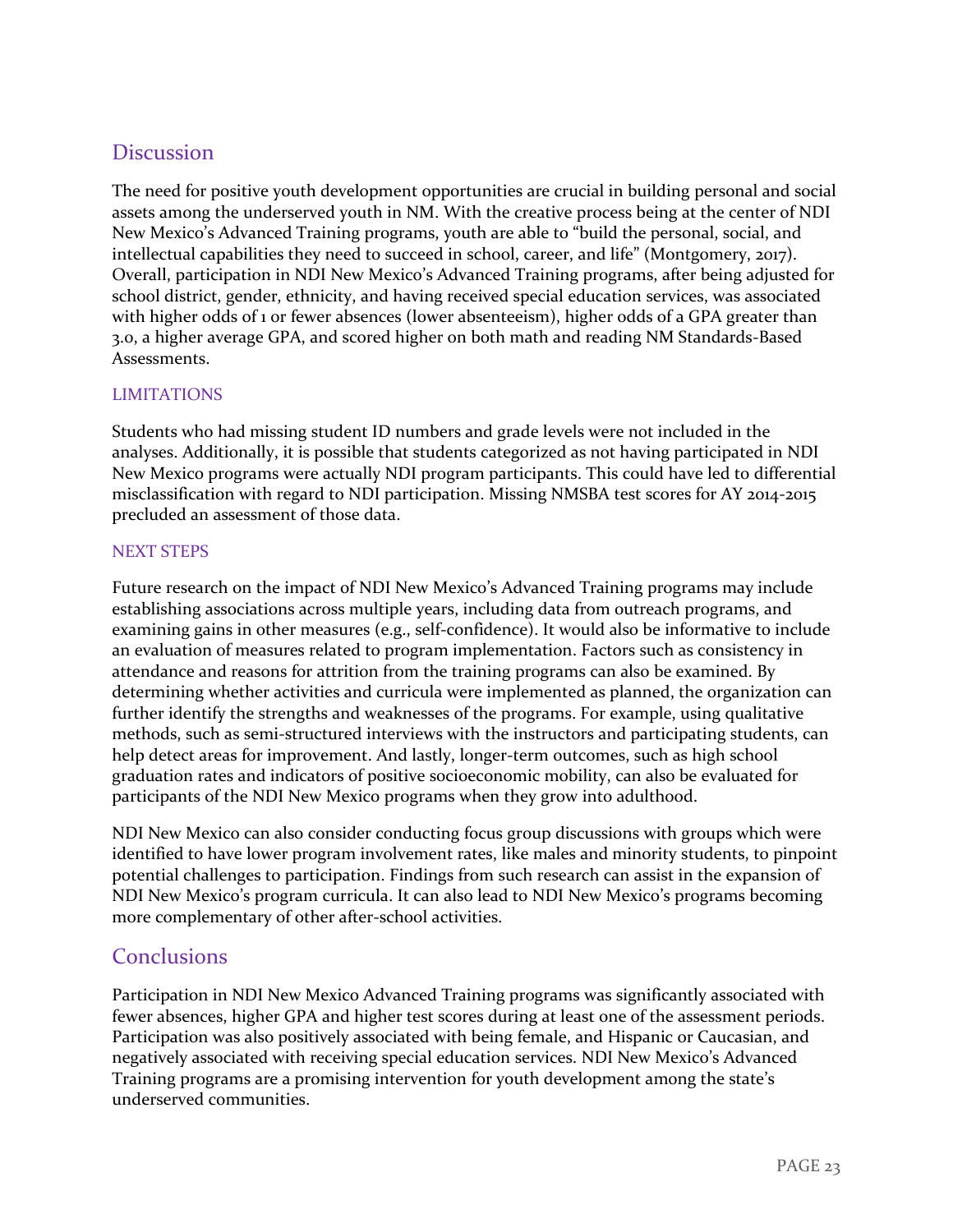## Discussion

The need for positive youth development opportunities are crucial in building personal and social assets among the underserved youth in NM. With the creative process being at the center of NDI New Mexico's Advanced Training programs, youth are able to "build the personal, social, and intellectual capabilities they need to succeed in school, career, and life" (Montgomery, 2017). Overall, participation in NDI New Mexico's Advanced Training programs, after being adjusted for school district, gender, ethnicity, and having received special education services, was associated with higher odds of 1 or fewer absences (lower absenteeism), higher odds of a GPA greater than 3.0, a higher average GPA, and scored higher on both math and reading NM Standards-Based Assessments.

### LIMITATIONS

Students who had missing student ID numbers and grade levels were not included in the analyses. Additionally, it is possible that students categorized as not having participated in NDI New Mexico programs were actually NDI program participants. This could have led to differential misclassification with regard to NDI participation. Missing NMSBA test scores for AY 2014-2015 precluded an assessment of those data.

### NEXT STEPS

Future research on the impact of NDI New Mexico's Advanced Training programs may include establishing associations across multiple years, including data from outreach programs, and examining gains in other measures (e.g., self-confidence). It would also be informative to include an evaluation of measures related to program implementation. Factors such as consistency in attendance and reasons for attrition from the training programs can also be examined. By determining whether activities and curricula were implemented as planned, the organization can further identify the strengths and weaknesses of the programs. For example, using qualitative methods, such as semi-structured interviews with the instructors and participating students, can help detect areas for improvement. And lastly, longer-term outcomes, such as high school graduation rates and indicators of positive socioeconomic mobility, can also be evaluated for participants of the NDI New Mexico programs when they grow into adulthood.

NDI New Mexico can also consider conducting focus group discussions with groups which were identified to have lower program involvement rates, like males and minority students, to pinpoint potential challenges to participation. Findings from such research can assist in the expansion of NDI New Mexico's program curricula. It can also lead to NDI New Mexico's programs becoming more complementary of other after-school activities.

## Conclusions

Participation in NDI New Mexico Advanced Training programs was significantly associated with fewer absences, higher GPA and higher test scores during at least one of the assessment periods. Participation was also positively associated with being female, and Hispanic or Caucasian, and negatively associated with receiving special education services. NDI New Mexico's Advanced Training programs are a promising intervention for youth development among the state's underserved communities.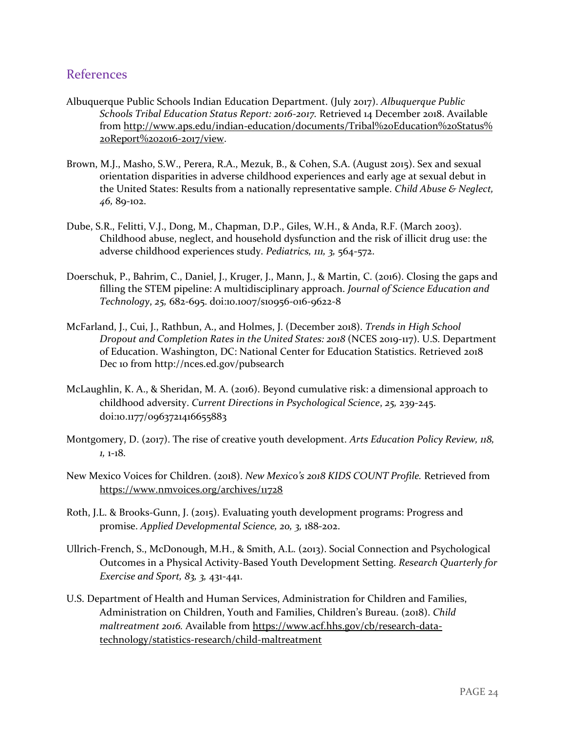## References

Albuquerque Public Schools Indian Education Department. (July 2017). *Albuquerque Public Schools Tribal Education Status Report: 2016-2017.* Retrieved 14 December 2018. Available from http://www.aps.edu/indian-education/documents/Tribal%20Education%20Status%20Report%202016-2017/view.

Brown, M.J., Masho, S.W., Perera, R.A., Mezuk, B., & Cohen, S.A. (August 2015). Sex and sexual orientation disparities in adverse childhood experiences and early age at sexual debut in the United States: Results from a nationally representative sample. *Child Abuse & Neglect, 46,* 89-102.

Dube, S.R., Felitti, V.J., Dong, M., Chapman, D.P., Giles, W.H., & Anda, R.F. (March 2003). Childhood abuse, neglect, and household dysfunction and the risk of illicit drug use: the adverse childhood experiences study. *Pediatrics, 111, 3,* 564-572.

Doerschuk, P., Bahrim, C., Daniel, J., Kruger, J., Mann, J., & Martin, C. (2016). Closing the gaps and filling the STEM pipeline: A multidisciplinary approach. *Journal of Science Education and Technology, 25,* 682-695. doi:10.1007/s10956-016-9622-8

McFarland, J., Cui, J., Rathbun, A., and Holmes, J. (December 2018). *Trends in High School Dropout and Completion Rates in the United States: 2018* (NCES 2019-117). U.S. Department of Education. Washington, DC: National Center for Education Statistics. Retrieved 2018 Dec 10 from http://nces.ed.gov/pubsearch

McLaughlin, K. A., & Sheridan, M. A. (2016). Beyond cumulative risk: a dimensional approach to childhood adversity. *Current Directions in Psychological Science*, *25,* 239-245. doi:10.1177/0963721416655883

Montgomery, D. (2017). The rise of creative youth development. *Arts Education Policy Review, 118, 1,* 1-18.

New Mexico Voices for Children. (2018). *New Mexico's 2018 KIDS COUNT Profile.* Retrieved from https://www.nmvoices.org/archives/11728

Roth, J.L. & Brooks-Gunn, J. (2015). Evaluating youth development programs: Progress and promise. *Applied Developmental Science, 20, 3,* 188-202.

Ullrich-French, S., McDonough, M.H., & Smith, A.L. (2013). Social Connection and Psychological Outcomes in a Physical Activity-Based Youth Development Setting. *Research Quarterly for Exercise and Sport, 83, 3,* 431-441.

U.S. Department of Health and Human Services, Administration for Children and Families, Administration on Children, Youth and Families, Children's Bureau. (2018). *Child maltreatment 2016.* Available from https://www.acf.hhs.gov/cb/research-data-technology/statistics-research/child-maltreatment